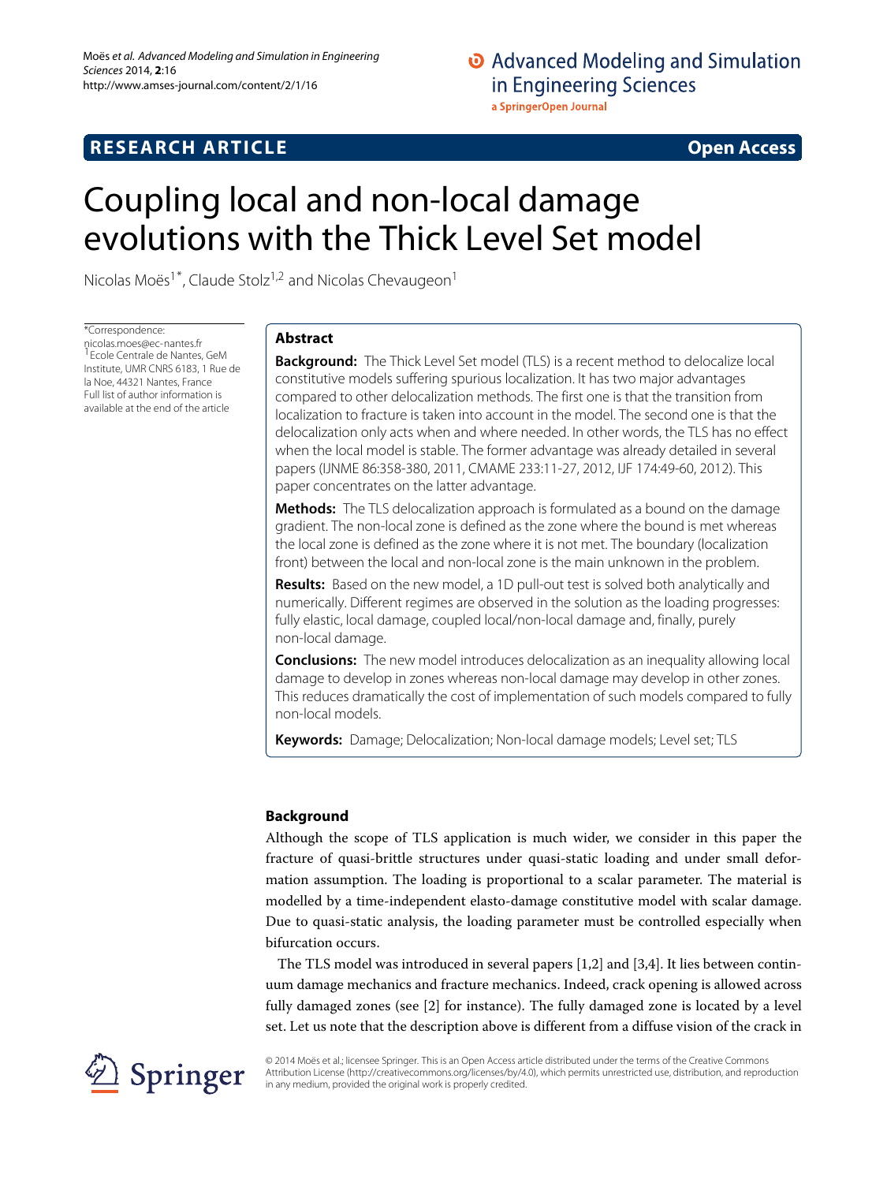# Coupling local and non-local damage evolutions with the Thick Level Set model

Nicolas Moës[1*], Claude Stolz[1,2] and Nicolas Chevaugeon[1]

*Correspondence: nicolas.moes@ec-nantes.fr
[1]Ecole Centrale de Nantes, GeM Institute, UMR CNRS 6183, 1 Rue de la Noe, 44321 Nantes, France
Full list of author information is available at the end of the article

## Abstract

**Background:** The Thick Level Set model (TLS) is a recent method to delocalize local constitutive models suffering spurious localization. It has two major advantages compared to other delocalization methods. The first one is that the transition from localization to fracture is taken into account in the model. The second one is that the delocalization only acts when and where needed. In other words, the TLS has no effect when the local model is stable. The former advantage was already detailed in several papers (IJNME 86:358-380, 2011, CMAME 233:11-27, 2012, IJF 174:49-60, 2012). This paper concentrates on the latter advantage.

**Methods:** The TLS delocalization approach is formulated as a bound on the damage gradient. The non-local zone is defined as the zone where the bound is met whereas the local zone is defined as the zone where it is not met. The boundary (localization front) between the local and non-local zone is the main unknown in the problem.

**Results:** Based on the new model, a 1D pull-out test is solved both analytically and numerically. Different regimes are observed in the solution as the loading progresses: fully elastic, local damage, coupled local/non-local damage and, finally, purely non-local damage.

**Conclusions:** The new model introduces delocalization as an inequality allowing local damage to develop in zones whereas non-local damage may develop in other zones. This reduces dramatically the cost of implementation of such models compared to fully non-local models.

**Keywords:** Damage; Delocalization; Non-local damage models; Level set; TLS

## Background

Although the scope of TLS application is much wider, we consider in this paper the fracture of quasi-brittle structures under quasi-static loading and under small deformation assumption. The loading is proportional to a scalar parameter. The material is modelled by a time-independent elasto-damage constitutive model with scalar damage. Due to quasi-static analysis, the loading parameter must be controlled especially when bifurcation occurs.

The TLS model was introduced in several papers [1,2] and [3,4]. It lies between continuum damage mechanics and fracture mechanics. Indeed, crack opening is allowed across fully damaged zones (see [2] for instance). The fully damaged zone is located by a level set. Let us note that the description above is different from a diffuse vision of the crack in

© 2014 Moës et al.; licensee Springer. This is an Open Access article distributed under the terms of the Creative Commons Attribution License (http://creativecommons.org/licenses/by/4.0), which permits unrestricted use, distribution, and reproduction in any medium, provided the original work is properly credited.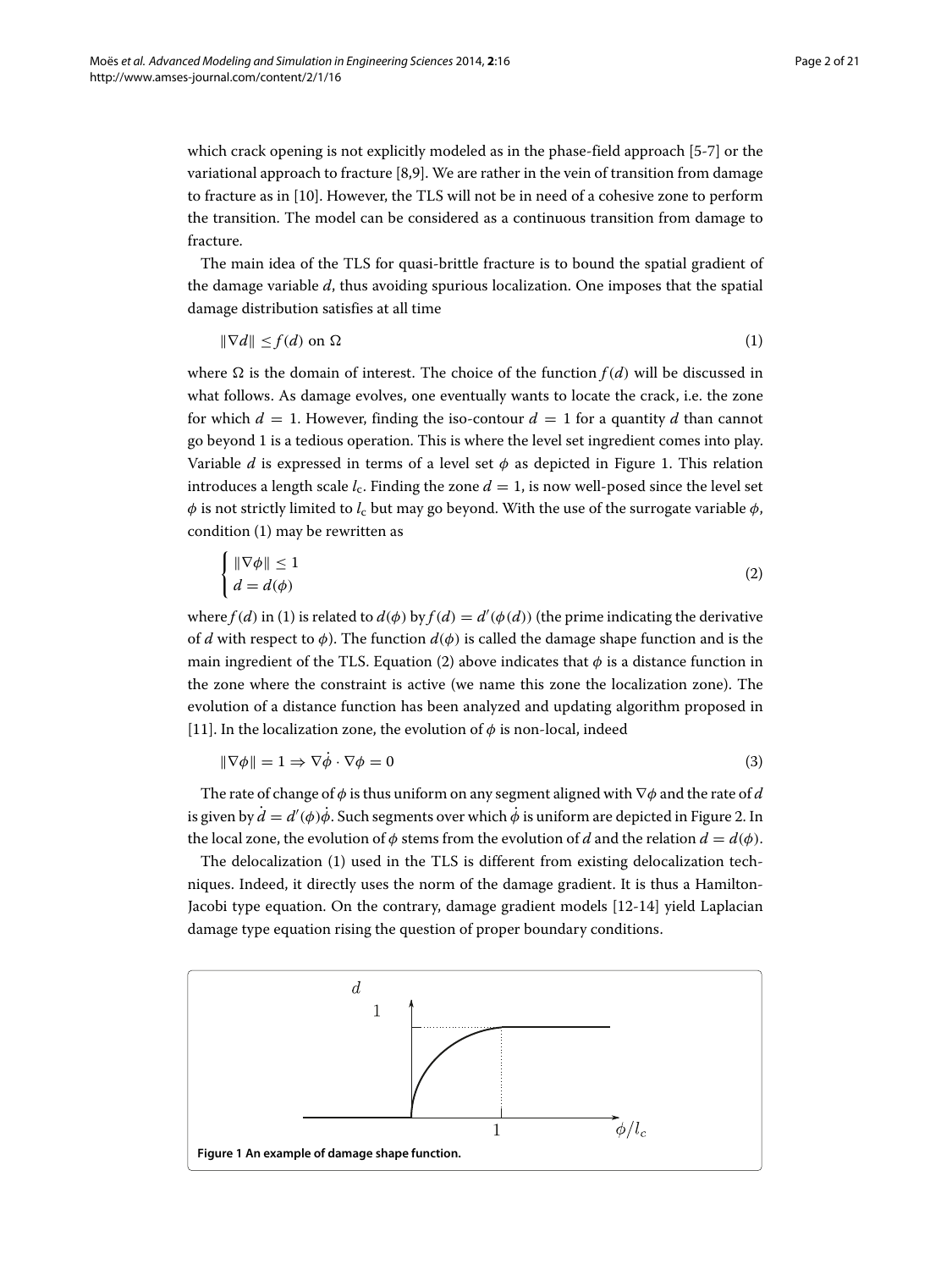which crack opening is not explicitly modeled as in the phase-field approach [5-7] or the variational approach to fracture [8,9]. We are rather in the vein of transition from damage to fracture as in [10]. However, the TLS will not be in need of a cohesive zone to perform the transition. The model can be considered as a continuous transition from damage to fracture.

The main idea of the TLS for quasi-brittle fracture is to bound the spatial gradient of the damage variable $d$, thus avoiding spurious localization. One imposes that the spatial damage distribution satisfies at all time

$$\|\nabla d\| \leq f(d) \text{ on } \Omega \tag{1}$$

where $\Omega$ is the domain of interest. The choice of the function $f(d)$ will be discussed in what follows. As damage evolves, one eventually wants to locate the crack, i.e. the zone for which $d = 1$. However, finding the iso-contour $d = 1$ for a quantity $d$ than cannot go beyond 1 is a tedious operation. This is where the level set ingredient comes into play. Variable $d$ is expressed in terms of a level set $\phi$ as depicted in Figure 1. This relation introduces a length scale $l_c$. Finding the zone $d = 1$, is now well-posed since the level set $\phi$ is not strictly limited to $l_c$ but may go beyond. With the use of the surrogate variable $\phi$, condition (1) may be rewritten as

$$\begin{cases} \|\nabla\phi\| \leq 1 \\ d = d(\phi) \end{cases} \tag{2}$$

where $f(d)$ in (1) is related to $d(\phi)$ by $f(d) = d'(\phi(d))$ (the prime indicating the derivative of $d$ with respect to $\phi$). The function $d(\phi)$ is called the damage shape function and is the main ingredient of the TLS. Equation (2) above indicates that $\phi$ is a distance function in the zone where the constraint is active (we name this zone the localization zone). The evolution of a distance function has been analyzed and updating algorithm proposed in [11]. In the localization zone, the evolution of $\phi$ is non-local, indeed

$$\|\nabla\phi\| = 1 \Rightarrow \nabla\dot{\phi} \cdot \nabla\phi = 0 \tag{3}$$

The rate of change of $\phi$ is thus uniform on any segment aligned with $\nabla\phi$ and the rate of $d$ is given by $\dot{d} = d'(\phi)\dot{\phi}$. Such segments over which $\dot{\phi}$ is uniform are depicted in Figure 2. In the local zone, the evolution of $\phi$ stems from the evolution of $d$ and the relation $d = d(\phi)$.

The delocalization (1) used in the TLS is different from existing delocalization techniques. Indeed, it directly uses the norm of the damage gradient. It is thus a Hamilton-Jacobi type equation. On the contrary, damage gradient models [12-14] yield Laplacian damage type equation rising the question of proper boundary conditions.

**Figure 1 An example of damage shape function.**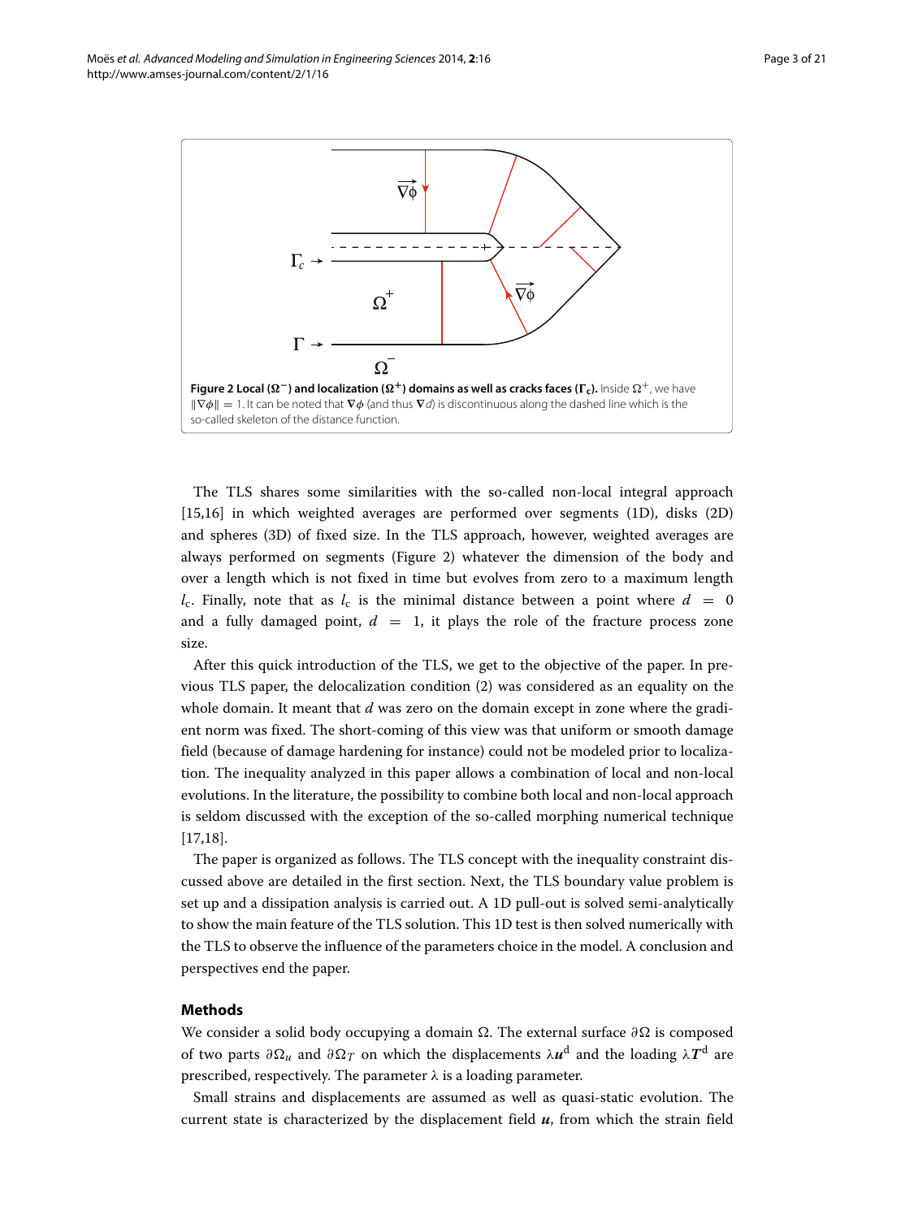**Figure 2 Local ($\Omega^-$) and localization ($\Omega^+$) domains as well as cracks faces ($\Gamma_c$).** Inside $\Omega^+$, we have $\|\nabla\phi\| = 1$. It can be noted that $\nabla\phi$ (and thus $\nabla d$) is discontinuous along the dashed line which is the so-called skeleton of the distance function.

The TLS shares some similarities with the so-called non-local integral approach [15,16] in which weighted averages are performed over segments (1D), disks (2D) and spheres (3D) of fixed size. In the TLS approach, however, weighted averages are always performed on segments (Figure 2) whatever the dimension of the body and over a length which is not fixed in time but evolves from zero to a maximum length $l_c$. Finally, note that as $l_c$ is the minimal distance between a point where $d = 0$ and a fully damaged point, $d = 1$, it plays the role of the fracture process zone size.

After this quick introduction of the TLS, we get to the objective of the paper. In previous TLS paper, the delocalization condition (2) was considered as an equality on the whole domain. It meant that $d$ was zero on the domain except in zone where the gradient norm was fixed. The short-coming of this view was that uniform or smooth damage field (because of damage hardening for instance) could not be modeled prior to localization. The inequality analyzed in this paper allows a combination of local and non-local evolutions. In the literature, the possibility to combine both local and non-local approach is seldom discussed with the exception of the so-called morphing numerical technique [17,18].

The paper is organized as follows. The TLS concept with the inequality constraint discussed above are detailed in the first section. Next, the TLS boundary value problem is set up and a dissipation analysis is carried out. A 1D pull-out is solved semi-analytically to show the main feature of the TLS solution. This 1D test is then solved numerically with the TLS to observe the influence of the parameters choice in the model. A conclusion and perspectives end the paper.

## Methods

We consider a solid body occupying a domain $\Omega$. The external surface $\partial\Omega$ is composed of two parts $\partial\Omega_u$ and $\partial\Omega_T$ on which the displacements $\lambda \boldsymbol{u}^{\mathrm{d}}$ and the loading $\lambda \boldsymbol{T}^{\mathrm{d}}$ are prescribed, respectively. The parameter $\lambda$ is a loading parameter.

Small strains and displacements are assumed as well as quasi-static evolution. The current state is characterized by the displacement field $\boldsymbol{u}$, from which the strain field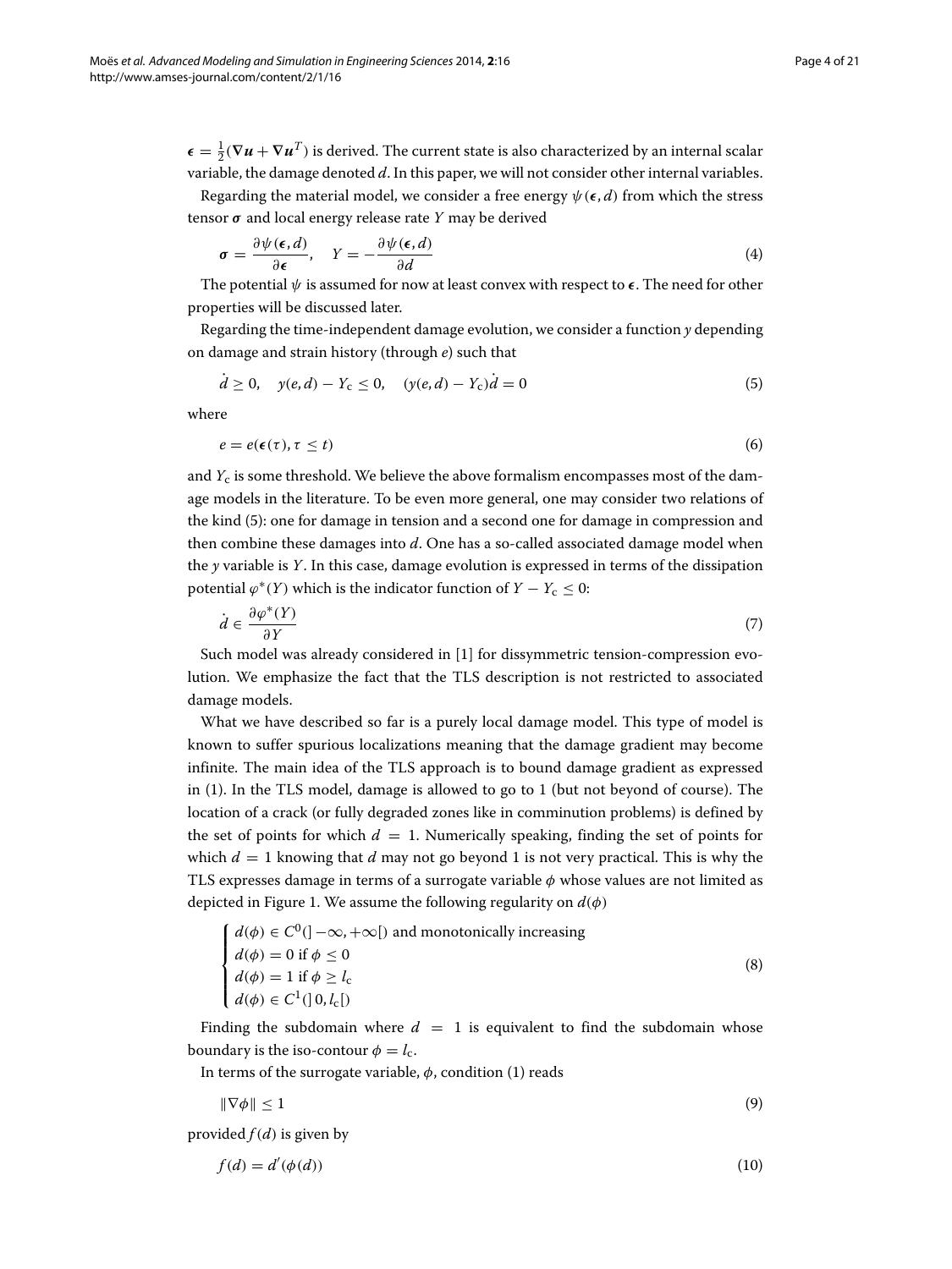$\boldsymbol{\epsilon} = \frac{1}{2}(\nabla \boldsymbol{u} + \nabla \boldsymbol{u}^T)$ is derived. The current state is also characterized by an internal scalar variable, the damage denoted $d$. In this paper, we will not consider other internal variables.

Regarding the material model, we consider a free energy $\psi(\boldsymbol{\epsilon}, d)$ from which the stress tensor $\boldsymbol{\sigma}$ and local energy release rate $Y$ may be derived

$$\boldsymbol{\sigma} = \frac{\partial \psi(\boldsymbol{\epsilon}, d)}{\partial \boldsymbol{\epsilon}}, \quad Y = -\frac{\partial \psi(\boldsymbol{\epsilon}, d)}{\partial d} \tag{4}$$

The potential $\psi$ is assumed for now at least convex with respect to $\boldsymbol{\epsilon}$. The need for other properties will be discussed later.

Regarding the time-independent damage evolution, we consider a function $y$ depending on damage and strain history (through $e$) such that

$$\dot{d} \geq 0, \quad y(e, d) - Y_c \leq 0, \quad (y(e, d) - Y_c)\dot{d} = 0 \tag{5}$$

where

$$e = e(\boldsymbol{\epsilon}(\tau), \tau \leq t) \tag{6}$$

and $Y_c$ is some threshold. We believe the above formalism encompasses most of the damage models in the literature. To be even more general, one may consider two relations of the kind (5): one for damage in tension and a second one for damage in compression and then combine these damages into $d$. One has a so-called associated damage model when the $y$ variable is $Y$. In this case, damage evolution is expressed in terms of the dissipation potential $\varphi^*(Y)$ which is the indicator function of $Y - Y_c \leq 0$:

$$\dot{d} \in \frac{\partial \varphi^*(Y)}{\partial Y} \tag{7}$$

Such model was already considered in [1] for dissymmetric tension-compression evolution. We emphasize the fact that the TLS description is not restricted to associated damage models.

What we have described so far is a purely local damage model. This type of model is known to suffer spurious localizations meaning that the damage gradient may become infinite. The main idea of the TLS approach is to bound damage gradient as expressed in (1). In the TLS model, damage is allowed to go to 1 (but not beyond of course). The location of a crack (or fully degraded zones like in comminution problems) is defined by the set of points for which $d = 1$. Numerically speaking, finding the set of points for which $d = 1$ knowing that $d$ may not go beyond 1 is not very practical. This is why the TLS expresses damage in terms of a surrogate variable $\phi$ whose values are not limited as depicted in Figure 1. We assume the following regularity on $d(\phi)$

$$\begin{cases} d(\phi) \in C^0(]-\infty, +\infty[) \text{ and monotonically increasing} \\ d(\phi) = 0 \text{ if } \phi \leq 0 \\ d(\phi) = 1 \text{ if } \phi \geq l_c \\ d(\phi) \in C^1(]0, l_c[) \end{cases} \tag{8}$$

Finding the subdomain where $d = 1$ is equivalent to find the subdomain whose boundary is the iso-contour $\phi = l_c$.

In terms of the surrogate variable, $\phi$, condition (1) reads

$$\|\nabla \phi\| \leq 1 \tag{9}$$

provided $f(d)$ is given by

$$f(d) = d'(\phi(d)) \tag{10}$$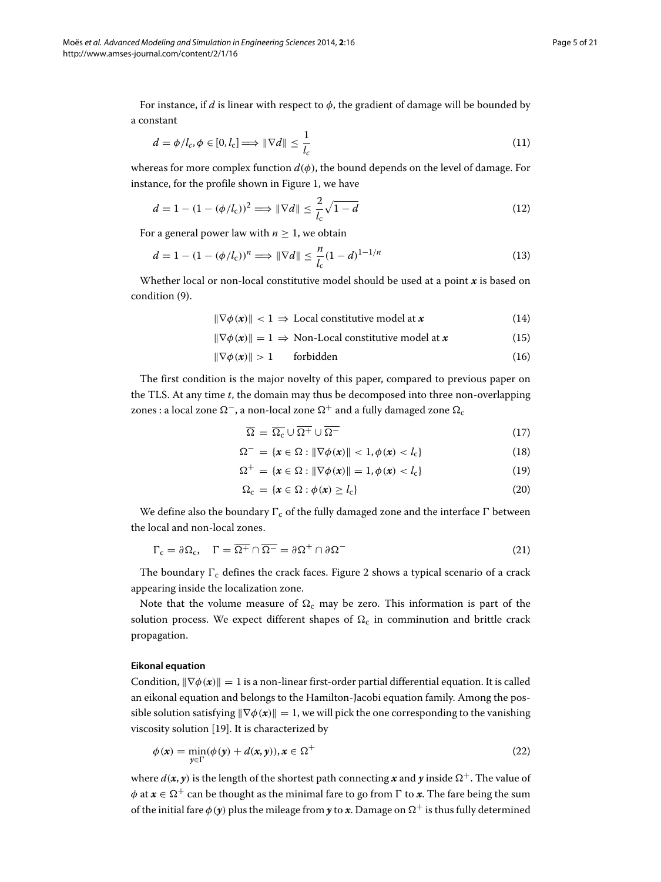For instance, if $d$ is linear with respect to $\phi$, the gradient of damage will be bounded by a constant

$$d = \phi/l_c, \phi \in [0, l_c] \Longrightarrow \|\nabla d\| \leq \frac{1}{l_c} \tag{11}$$

whereas for more complex function $d(\phi)$, the bound depends on the level of damage. For instance, for the profile shown in Figure 1, we have

$$d = 1 - (1 - (\phi/l_c))^2 \Longrightarrow \|\nabla d\| \leq \frac{2}{l_c}\sqrt{1-d} \tag{12}$$

For a general power law with $n \geq 1$, we obtain

$$d = 1 - (1 - (\phi/l_c))^n \Longrightarrow \|\nabla d\| \leq \frac{n}{l_c}(1-d)^{1-1/n} \tag{13}$$

Whether local or non-local constitutive model should be used at a point $\boldsymbol{x}$ is based on condition (9).

$$\|\nabla\phi(\boldsymbol{x})\| < 1 \Rightarrow \text{ Local constitutive model at } \boldsymbol{x} \tag{14}$$

$$\|\nabla\phi(\boldsymbol{x})\| = 1 \Rightarrow \text{ Non-Local constitutive model at } \boldsymbol{x} \tag{15}$$

$$\|\nabla\phi(\boldsymbol{x})\| > 1 \qquad \text{forbidden} \tag{16}$$

The first condition is the major novelty of this paper, compared to previous paper on the TLS. At any time $t$, the domain may thus be decomposed into three non-overlapping zones : a local zone $\Omega^-$, a non-local zone $\Omega^+$ and a fully damaged zone $\Omega_c$

$$\overline{\Omega} = \overline{\Omega_c} \cup \overline{\Omega^+} \cup \overline{\Omega^-} \tag{17}$$

$$\Omega^- = \{\boldsymbol{x} \in \Omega : \|\nabla\phi(\boldsymbol{x})\| < 1, \phi(\boldsymbol{x}) < l_c\} \tag{18}$$

$$\Omega^+ = \{\boldsymbol{x} \in \Omega : \|\nabla\phi(\boldsymbol{x})\| = 1, \phi(\boldsymbol{x}) < l_c\} \tag{19}$$

$$\Omega_c = \{\boldsymbol{x} \in \Omega : \phi(\boldsymbol{x}) \geq l_c\} \tag{20}$$

We define also the boundary $\Gamma_c$ of the fully damaged zone and the interface $\Gamma$ between the local and non-local zones.

$$\Gamma_c = \partial\Omega_c, \quad \Gamma = \overline{\Omega^+} \cap \overline{\Omega^-} = \partial\Omega^+ \cap \partial\Omega^- \tag{21}$$

The boundary $\Gamma_c$ defines the crack faces. Figure 2 shows a typical scenario of a crack appearing inside the localization zone.

Note that the volume measure of $\Omega_c$ may be zero. This information is part of the solution process. We expect different shapes of $\Omega_c$ in comminution and brittle crack propagation.

#### Eikonal equation

Condition, $\|\nabla\phi(\boldsymbol{x})\| = 1$ is a non-linear first-order partial differential equation. It is called an eikonal equation and belongs to the Hamilton-Jacobi equation family. Among the possible solution satisfying $\|\nabla\phi(\boldsymbol{x})\| = 1$, we will pick the one corresponding to the vanishing viscosity solution [19]. It is characterized by

$$\phi(\boldsymbol{x}) = \min_{\boldsymbol{y}\in\Gamma}(\phi(\boldsymbol{y}) + d(\boldsymbol{x}, \boldsymbol{y})), \boldsymbol{x} \in \Omega^+ \tag{22}$$

where $d(\boldsymbol{x}, \boldsymbol{y})$ is the length of the shortest path connecting $\boldsymbol{x}$ and $\boldsymbol{y}$ inside $\Omega^+$. The value of $\phi$ at $\boldsymbol{x} \in \Omega^+$ can be thought as the minimal fare to go from $\Gamma$ to $\boldsymbol{x}$. The fare being the sum of the initial fare $\phi(\boldsymbol{y})$ plus the mileage from $\boldsymbol{y}$ to $\boldsymbol{x}$. Damage on $\Omega^+$ is thus fully determined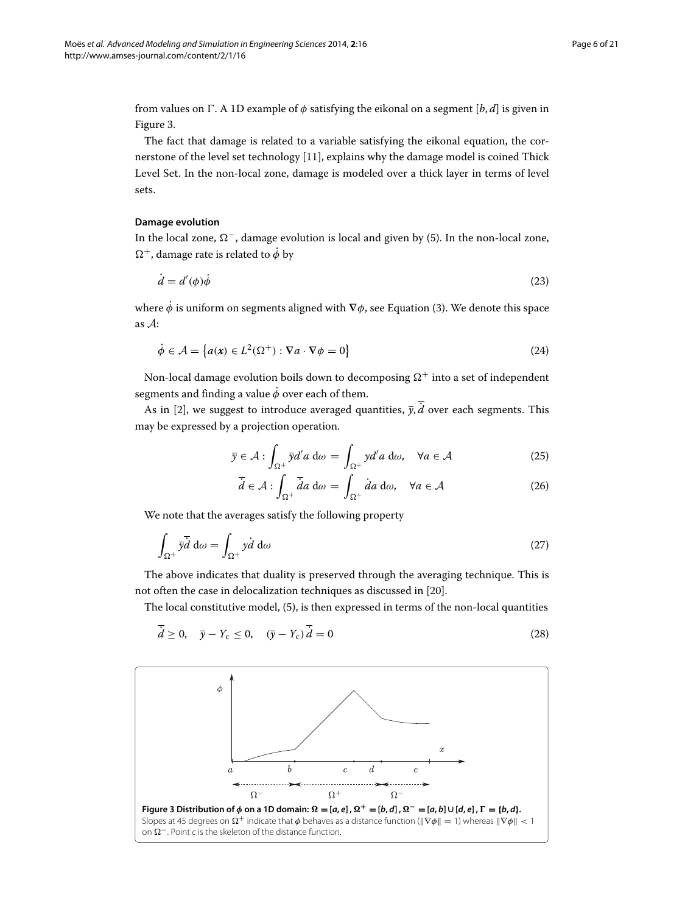from values on $\Gamma$. A 1D example of $\phi$ satisfying the eikonal on a segment $[b, d]$ is given in Figure 3.

The fact that damage is related to a variable satisfying the eikonal equation, the cornerstone of the level set technology [11], explains why the damage model is coined Thick Level Set. In the non-local zone, damage is modeled over a thick layer in terms of level sets.

### Damage evolution

In the local zone, $\Omega^-$, damage evolution is local and given by (5). In the non-local zone, $\Omega^+$, damage rate is related to $\dot{\phi}$ by

$$\dot{d} = d'(\phi)\dot{\phi} \tag{23}$$

where $\dot{\phi}$ is uniform on segments aligned with $\nabla\phi$, see Equation (3). We denote this space as $\mathcal{A}$:

$$\dot{\phi} \in \mathcal{A} = \left\{a(\boldsymbol{x}) \in L^2(\Omega^+) : \nabla a \cdot \nabla\phi = 0\right\} \tag{24}$$

Non-local damage evolution boils down to decomposing $\Omega^+$ into a set of independent segments and finding a value $\dot{\phi}$ over each of them.

As in [2], we suggest to introduce averaged quantities, $\overline{y}, \overline{\dot{d}}$ over each segments. This may be expressed by a projection operation.

$$\overline{y} \in \mathcal{A} : \int_{\Omega^+} \overline{y} d' a \; \mathrm{d}\omega = \int_{\Omega^+} y d' a \; \mathrm{d}\omega, \quad \forall a \in \mathcal{A} \tag{25}$$

$$\overline{\dot{d}} \in \mathcal{A} : \int_{\Omega^+} \overline{\dot{d}} a \; \mathrm{d}\omega = \int_{\Omega^+} \dot{d} a \; \mathrm{d}\omega, \quad \forall a \in \mathcal{A} \tag{26}$$

We note that the averages satisfy the following property

$$\int_{\Omega^+} \overline{y}\overline{\dot{d}} \; \mathrm{d}\omega = \int_{\Omega^+} y\dot{d} \; \mathrm{d}\omega \tag{27}$$

The above indicates that duality is preserved through the averaging technique. This is not often the case in delocalization techniques as discussed in [20].

The local constitutive model, (5), is then expressed in terms of the non-local quantities

$$\overline{\dot{d}} \geq 0, \quad \overline{y} - Y_\mathrm{c} \leq 0, \quad (\overline{y} - Y_\mathrm{c})\,\overline{\dot{d}} = 0 \tag{28}$$

**Figure 3 Distribution of $\phi$ on a 1D domain: $\Omega = [a, e]$, $\Omega^+ = [b, d]$, $\Omega^- = [a, b] \cup [d, e]$, $\Gamma = \{b, d\}$.** Slopes at 45 degrees on $\Omega^+$ indicate that $\phi$ behaves as a distance function ($\|\nabla\phi\| = 1$) whereas $\|\nabla\phi\| < 1$ on $\Omega^-$. Point $c$ is the skeleton of the distance function.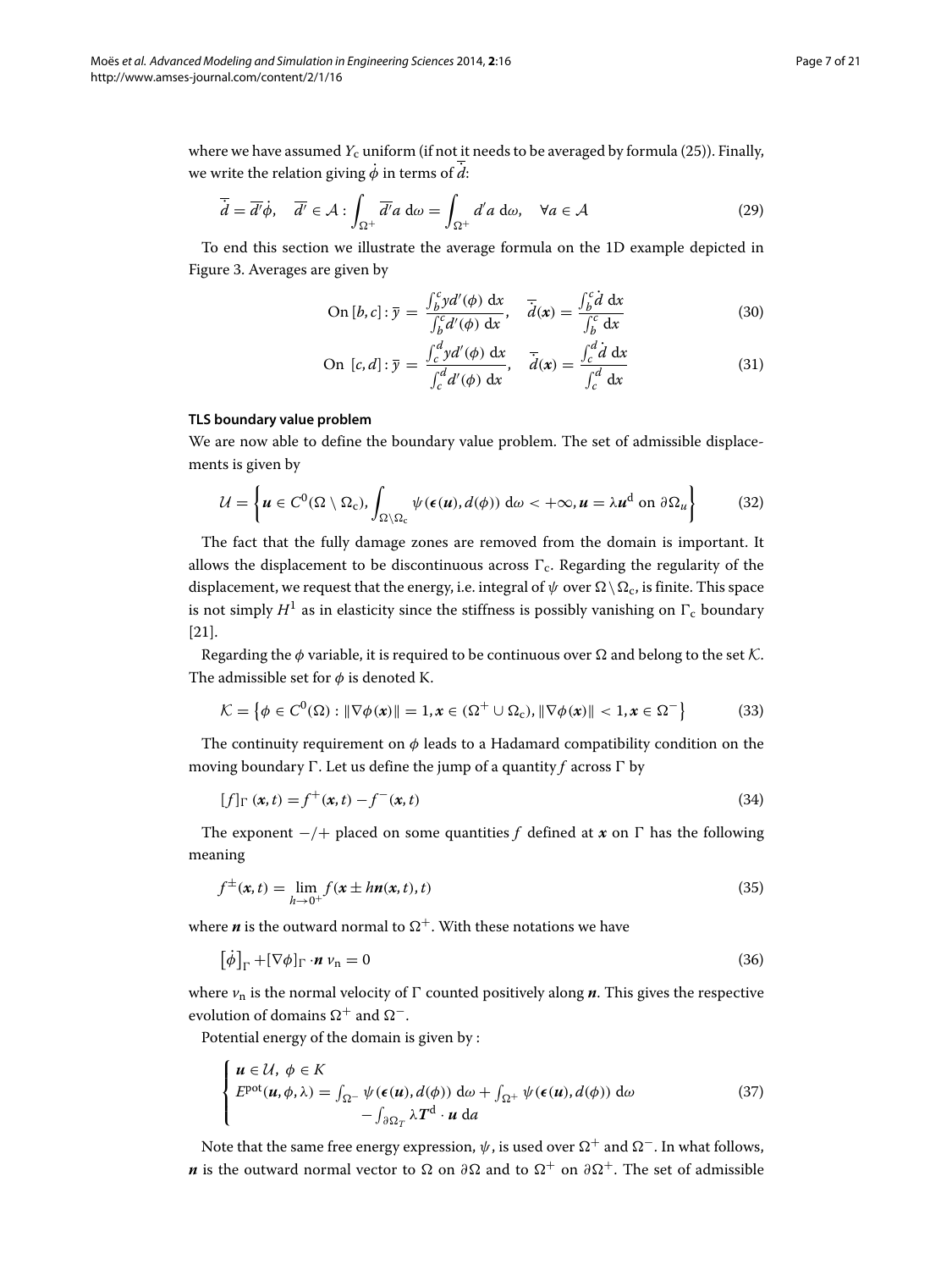where we have assumed $Y_c$ uniform (if not it needs to be averaged by formula (25)). Finally, we write the relation giving $\dot{\phi}$ in terms of $\dot{\overline{d}}$:

$$\dot{\overline{d}} = \overline{d'}\dot{\phi}, \quad \overline{d'} \in \mathcal{A} : \int_{\Omega^+} \overline{d'} a \, \mathrm{d}\omega = \int_{\Omega^+} d' a \, \mathrm{d}\omega, \quad \forall a \in \mathcal{A} \tag{29}$$

To end this section we illustrate the average formula on the 1D example depicted in Figure 3. Averages are given by

$$\text{On } [b,c] : \overline{y} = \frac{\int_b^c y d'(\phi) \, \mathrm{d}x}{\int_b^c d'(\phi) \, \mathrm{d}x}, \quad \dot{\overline{d}}(\boldsymbol{x}) = \frac{\int_b^c \dot{d} \, \mathrm{d}x}{\int_b^c \mathrm{d}x} \tag{30}$$

$$\text{On } [c,d] : \overline{y} = \frac{\int_c^d y d'(\phi) \, \mathrm{d}x}{\int_c^d d'(\phi) \, \mathrm{d}x}, \quad \dot{\overline{d}}(\boldsymbol{x}) = \frac{\int_c^d \dot{d} \, \mathrm{d}x}{\int_c^d \mathrm{d}x} \tag{31}$$

#### TLS boundary value problem

We are now able to define the boundary value problem. The set of admissible displacements is given by

$$\mathcal{U} = \left\{ \boldsymbol{u} \in C^0(\Omega \setminus \Omega_c), \int_{\Omega \setminus \Omega_c} \psi(\boldsymbol{\epsilon}(\boldsymbol{u}), d(\phi)) \, \mathrm{d}\omega < +\infty, \boldsymbol{u} = \lambda \boldsymbol{u}^d \text{ on } \partial\Omega_u \right\} \tag{32}$$

The fact that the fully damage zones are removed from the domain is important. It allows the displacement to be discontinuous across $\Gamma_c$. Regarding the regularity of the displacement, we request that the energy, i.e. integral of $\psi$ over $\Omega \setminus \Omega_c$, is finite. This space is not simply $H^1$ as in elasticity since the stiffness is possibly vanishing on $\Gamma_c$ boundary [21].

Regarding the $\phi$ variable, it is required to be continuous over $\Omega$ and belong to the set $\mathcal{K}$. The admissible set for $\phi$ is denoted K.

$$\mathcal{K} = \left\{ \phi \in C^0(\Omega) : \|\nabla\phi(\boldsymbol{x})\| = 1, \boldsymbol{x} \in (\Omega^+ \cup \Omega_c), \|\nabla\phi(\boldsymbol{x})\| < 1, \boldsymbol{x} \in \Omega^- \right\} \tag{33}$$

The continuity requirement on $\phi$ leads to a Hadamard compatibility condition on the moving boundary $\Gamma$. Let us define the jump of a quantity $f$ across $\Gamma$ by

$$[f]_\Gamma \, (\boldsymbol{x}, t) = f^+(\boldsymbol{x}, t) - f^-(\boldsymbol{x}, t) \tag{34}$$

The exponent $-/+$ placed on some quantities $f$ defined at $\boldsymbol{x}$ on $\Gamma$ has the following meaning

$$f^\pm(\boldsymbol{x}, t) = \lim_{h \to 0^+} f(\boldsymbol{x} \pm h\boldsymbol{n}(\boldsymbol{x}, t), t) \tag{35}$$

where $\boldsymbol{n}$ is the outward normal to $\Omega^+$. With these notations we have

$$\left[\dot{\phi}\right]_\Gamma + [\nabla\phi]_\Gamma \cdot \boldsymbol{n} \, v_n = 0 \tag{36}$$

where $v_n$ is the normal velocity of $\Gamma$ counted positively along $\boldsymbol{n}$. This gives the respective evolution of domains $\Omega^+$ and $\Omega^-$.

Potential energy of the domain is given by :

$$\begin{cases} \boldsymbol{u} \in \mathcal{U}, \ \phi \in K \\ E^{\text{pot}}(\boldsymbol{u}, \phi, \lambda) = \int_{\Omega^-} \psi(\boldsymbol{\epsilon}(\boldsymbol{u}), d(\phi)) \, \mathrm{d}\omega + \int_{\Omega^+} \psi(\boldsymbol{\epsilon}(\boldsymbol{u}), d(\phi)) \, \mathrm{d}\omega \\ \qquad - \int_{\partial\Omega_T} \lambda \boldsymbol{T}^d \cdot \boldsymbol{u} \, \mathrm{d}a \end{cases} \tag{37}$$

Note that the same free energy expression, $\psi$, is used over $\Omega^+$ and $\Omega^-$. In what follows, $\boldsymbol{n}$ is the outward normal vector to $\Omega$ on $\partial\Omega$ and to $\Omega^+$ on $\partial\Omega^+$. The set of admissible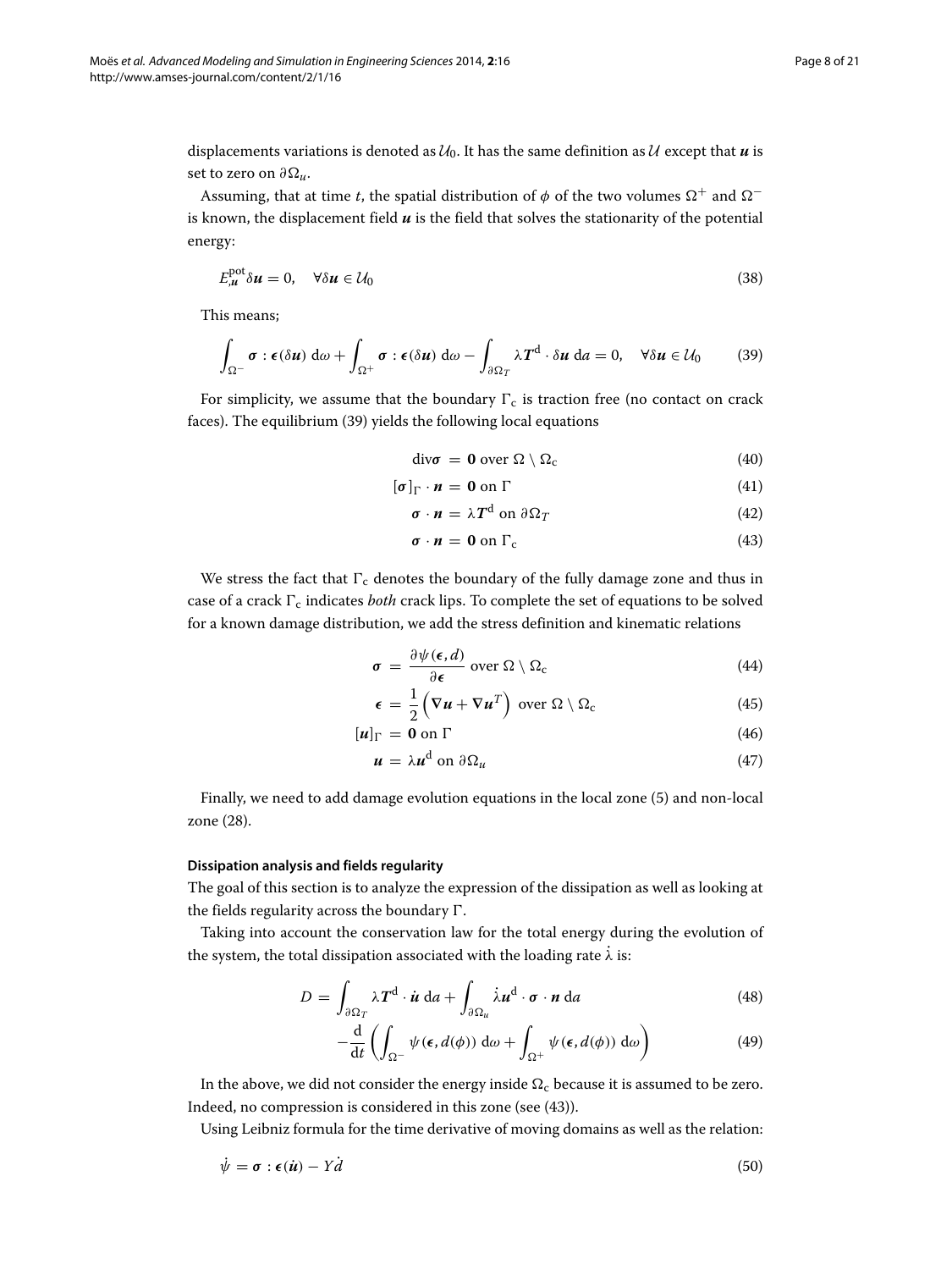displacements variations is denoted as $\mathcal{U}_0$. It has the same definition as $\mathcal{U}$ except that $\boldsymbol{u}$ is set to zero on $\partial\Omega_u$.

Assuming, that at time $t$, the spatial distribution of $\phi$ of the two volumes $\Omega^+$ and $\Omega^-$ is known, the displacement field $\boldsymbol{u}$ is the field that solves the stationarity of the potential energy:

$$E^{\text{pot}}_{,\boldsymbol{u}}\delta\boldsymbol{u} = 0, \quad \forall \delta\boldsymbol{u} \in \mathcal{U}_0 \tag{38}$$

This means;

$$\int_{\Omega^-} \boldsymbol{\sigma} : \boldsymbol{\epsilon}(\delta\boldsymbol{u})\, \mathrm{d}\omega + \int_{\Omega^+} \boldsymbol{\sigma} : \boldsymbol{\epsilon}(\delta\boldsymbol{u})\, \mathrm{d}\omega - \int_{\partial\Omega_T} \lambda \boldsymbol{T}^{\text{d}} \cdot \delta\boldsymbol{u}\, \mathrm{d}a = 0, \quad \forall \delta\boldsymbol{u} \in \mathcal{U}_0 \tag{39}$$

For simplicity, we assume that the boundary $\Gamma_{\text{c}}$ is traction free (no contact on crack faces). The equilibrium (39) yields the following local equations

$$\text{div}\boldsymbol{\sigma} = \boldsymbol{0} \text{ over } \Omega \setminus \Omega_{\text{c}} \tag{40}$$

$$[\boldsymbol{\sigma}]_\Gamma \cdot \boldsymbol{n} = \boldsymbol{0} \text{ on } \Gamma \tag{41}$$

$$\boldsymbol{\sigma} \cdot \boldsymbol{n} = \lambda \boldsymbol{T}^{\text{d}} \text{ on } \partial\Omega_T \tag{42}$$

$$\boldsymbol{\sigma} \cdot \boldsymbol{n} = \boldsymbol{0} \text{ on } \Gamma_{\text{c}} \tag{43}$$

We stress the fact that $\Gamma_{\text{c}}$ denotes the boundary of the fully damage zone and thus in case of a crack $\Gamma_{\text{c}}$ indicates *both* crack lips. To complete the set of equations to be solved for a known damage distribution, we add the stress definition and kinematic relations

$$\boldsymbol{\sigma} = \frac{\partial \psi(\boldsymbol{\epsilon}, d)}{\partial \boldsymbol{\epsilon}} \text{ over } \Omega \setminus \Omega_{\text{c}} \tag{44}$$

$$\boldsymbol{\epsilon} = \frac{1}{2}\left(\nabla\boldsymbol{u} + \nabla\boldsymbol{u}^T\right) \text{ over } \Omega \setminus \Omega_{\text{c}} \tag{45}$$

$$[\boldsymbol{u}]_\Gamma = \boldsymbol{0} \text{ on } \Gamma \tag{46}$$

$$\boldsymbol{u} = \lambda \boldsymbol{u}^{\text{d}} \text{ on } \partial\Omega_u \tag{47}$$

Finally, we need to add damage evolution equations in the local zone (5) and non-local zone (28).

#### Dissipation analysis and fields regularity

The goal of this section is to analyze the expression of the dissipation as well as looking at the fields regularity across the boundary $\Gamma$.

Taking into account the conservation law for the total energy during the evolution of the system, the total dissipation associated with the loading rate $\dot{\lambda}$ is:

$$D = \int_{\partial\Omega_T} \lambda \boldsymbol{T}^{\text{d}} \cdot \dot{\boldsymbol{u}}\, \mathrm{d}a + \int_{\partial\Omega_u} \dot{\lambda} \boldsymbol{u}^{\text{d}} \cdot \boldsymbol{\sigma} \cdot \boldsymbol{n}\, \mathrm{d}a \tag{48}$$

$$-\frac{\mathrm{d}}{\mathrm{d}t}\left(\int_{\Omega^-} \psi(\boldsymbol{\epsilon}, d(\phi))\, \mathrm{d}\omega + \int_{\Omega^+} \psi(\boldsymbol{\epsilon}, d(\phi))\, \mathrm{d}\omega\right) \tag{49}$$

In the above, we did not consider the energy inside $\Omega_{\text{c}}$ because it is assumed to be zero. Indeed, no compression is considered in this zone (see (43)).

Using Leibniz formula for the time derivative of moving domains as well as the relation:

$$\dot{\psi} = \boldsymbol{\sigma} : \boldsymbol{\epsilon}(\dot{\boldsymbol{u}}) - Y\dot{d} \tag{50}$$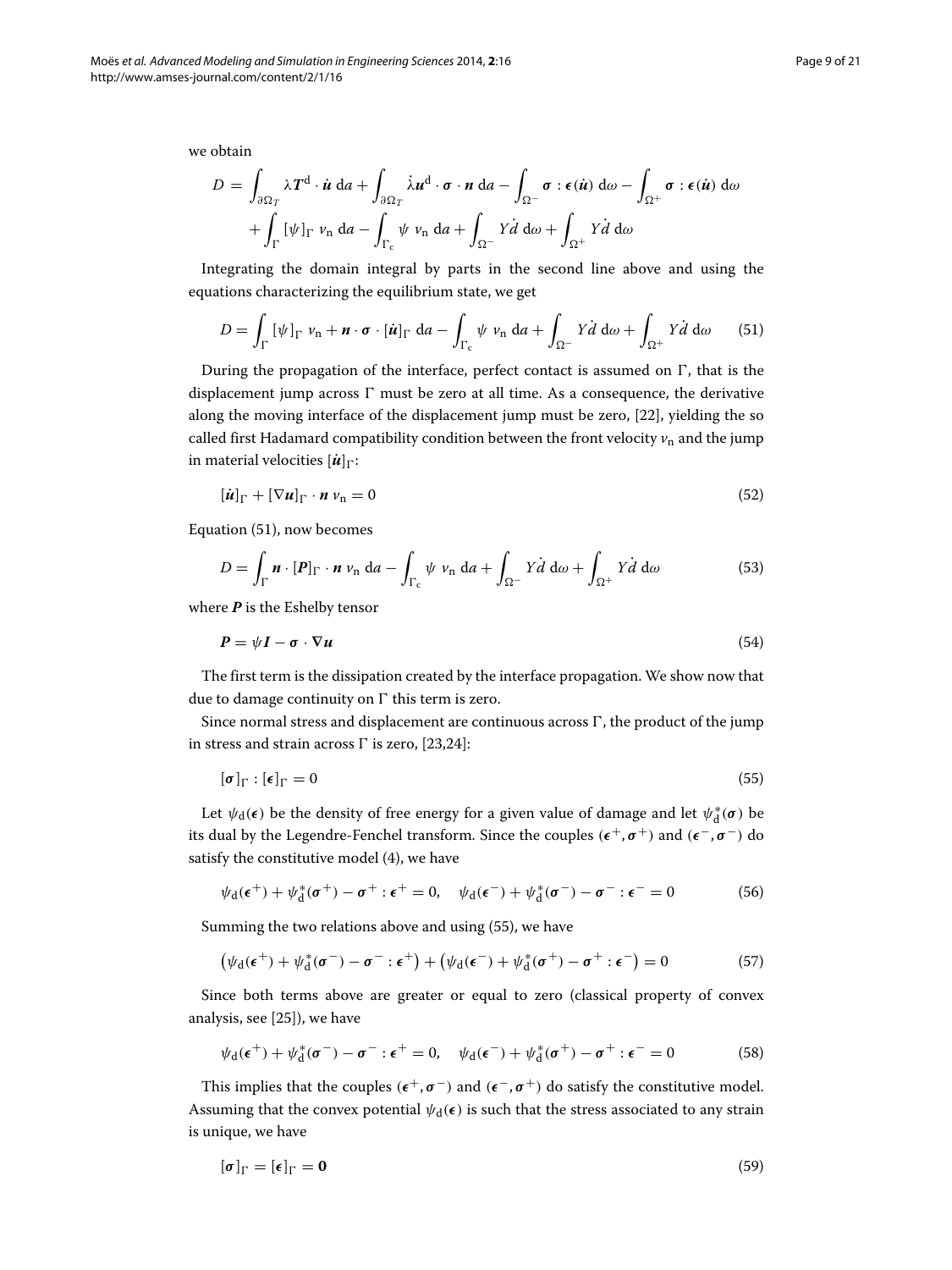we obtain

$$
\begin{aligned}
D = & \int_{\partial\Omega_T} \lambda \boldsymbol{T}^{\mathrm{d}} \cdot \dot{\boldsymbol{u}} \, \mathrm{d}a + \int_{\partial\Omega_T} \dot{\lambda} \boldsymbol{u}^{\mathrm{d}} \cdot \boldsymbol{\sigma} \cdot \boldsymbol{n} \, \mathrm{d}a - \int_{\Omega^-} \boldsymbol{\sigma} : \boldsymbol{\epsilon}(\dot{\boldsymbol{u}}) \, \mathrm{d}\omega - \int_{\Omega^+} \boldsymbol{\sigma} : \boldsymbol{\epsilon}(\dot{\boldsymbol{u}}) \, \mathrm{d}\omega \\
& + \int_{\Gamma} [\psi]_{\Gamma} \, v_{\mathrm{n}} \, \mathrm{d}a - \int_{\Gamma_{\mathrm{c}}} \psi \, v_{\mathrm{n}} \, \mathrm{d}a + \int_{\Omega^-} Y \dot{d} \, \mathrm{d}\omega + \int_{\Omega^+} Y \dot{d} \, \mathrm{d}\omega
\end{aligned}
$$

Integrating the domain integral by parts in the second line above and using the equations characterizing the equilibrium state, we get

$$
D = \int_{\Gamma} [\psi]_{\Gamma} \, v_{\mathrm{n}} + \boldsymbol{n} \cdot \boldsymbol{\sigma} \cdot [\dot{\boldsymbol{u}}]_{\Gamma} \, \mathrm{d}a - \int_{\Gamma_{\mathrm{c}}} \psi \, v_{\mathrm{n}} \, \mathrm{d}a + \int_{\Omega^-} Y \dot{d} \, \mathrm{d}\omega + \int_{\Omega^+} Y \dot{d} \, \mathrm{d}\omega \tag{51}
$$

During the propagation of the interface, perfect contact is assumed on $\Gamma$, that is the displacement jump across $\Gamma$ must be zero at all time. As a consequence, the derivative along the moving interface of the displacement jump must be zero, [22], yielding the so called first Hadamard compatibility condition between the front velocity $v_{\mathrm{n}}$ and the jump in material velocities $[\dot{\boldsymbol{u}}]_{\Gamma}$:

$$
[\dot{\boldsymbol{u}}]_{\Gamma} + [\nabla \boldsymbol{u}]_{\Gamma} \cdot \boldsymbol{n} \, v_{\mathrm{n}} = 0 \tag{52}
$$

Equation (51), now becomes

$$
D = \int_{\Gamma} \boldsymbol{n} \cdot [\boldsymbol{P}]_{\Gamma} \cdot \boldsymbol{n} \, v_{\mathrm{n}} \, \mathrm{d}a - \int_{\Gamma_{\mathrm{c}}} \psi \, v_{\mathrm{n}} \, \mathrm{d}a + \int_{\Omega^-} Y \dot{d} \, \mathrm{d}\omega + \int_{\Omega^+} Y \dot{d} \, \mathrm{d}\omega \tag{53}
$$

where $\boldsymbol{P}$ is the Eshelby tensor

$$
\boldsymbol{P} = \psi \boldsymbol{I} - \boldsymbol{\sigma} \cdot \nabla \boldsymbol{u} \tag{54}
$$

The first term is the dissipation created by the interface propagation. We show now that due to damage continuity on $\Gamma$ this term is zero.

Since normal stress and displacement are continuous across $\Gamma$, the product of the jump in stress and strain across $\Gamma$ is zero, [23,24]:

$$
[\boldsymbol{\sigma}]_{\Gamma} : [\boldsymbol{\epsilon}]_{\Gamma} = 0 \tag{55}
$$

Let $\psi_{\mathrm{d}}(\boldsymbol{\epsilon})$ be the density of free energy for a given value of damage and let $\psi_{\mathrm{d}}^*(\boldsymbol{\sigma})$ be its dual by the Legendre-Fenchel transform. Since the couples $(\boldsymbol{\epsilon}^+, \boldsymbol{\sigma}^+)$ and $(\boldsymbol{\epsilon}^-, \boldsymbol{\sigma}^-)$ do satisfy the constitutive model (4), we have

$$
\psi_{\mathrm{d}}(\boldsymbol{\epsilon}^+) + \psi_{\mathrm{d}}^*(\boldsymbol{\sigma}^+) - \boldsymbol{\sigma}^+ : \boldsymbol{\epsilon}^+ = 0, \quad \psi_{\mathrm{d}}(\boldsymbol{\epsilon}^-) + \psi_{\mathrm{d}}^*(\boldsymbol{\sigma}^-) - \boldsymbol{\sigma}^- : \boldsymbol{\epsilon}^- = 0 \tag{56}
$$

Summing the two relations above and using (55), we have

$$
\left(\psi_{\mathrm{d}}(\boldsymbol{\epsilon}^+) + \psi_{\mathrm{d}}^*(\boldsymbol{\sigma}^-) - \boldsymbol{\sigma}^- : \boldsymbol{\epsilon}^+\right) + \left(\psi_{\mathrm{d}}(\boldsymbol{\epsilon}^-) + \psi_{\mathrm{d}}^*(\boldsymbol{\sigma}^+) - \boldsymbol{\sigma}^+ : \boldsymbol{\epsilon}^-\right) = 0 \tag{57}
$$

Since both terms above are greater or equal to zero (classical property of convex analysis, see [25]), we have

$$
\psi_{\mathrm{d}}(\boldsymbol{\epsilon}^+) + \psi_{\mathrm{d}}^*(\boldsymbol{\sigma}^-) - \boldsymbol{\sigma}^- : \boldsymbol{\epsilon}^+ = 0, \quad \psi_{\mathrm{d}}(\boldsymbol{\epsilon}^-) + \psi_{\mathrm{d}}^*(\boldsymbol{\sigma}^+) - \boldsymbol{\sigma}^+ : \boldsymbol{\epsilon}^- = 0 \tag{58}
$$

This implies that the couples $(\boldsymbol{\epsilon}^+, \boldsymbol{\sigma}^-)$ and $(\boldsymbol{\epsilon}^-, \boldsymbol{\sigma}^+)$ do satisfy the constitutive model. Assuming that the convex potential $\psi_{\mathrm{d}}(\boldsymbol{\epsilon})$ is such that the stress associated to any strain is unique, we have

$$
[\boldsymbol{\sigma}]_{\Gamma} = [\boldsymbol{\epsilon}]_{\Gamma} = \boldsymbol{0} \tag{59}
$$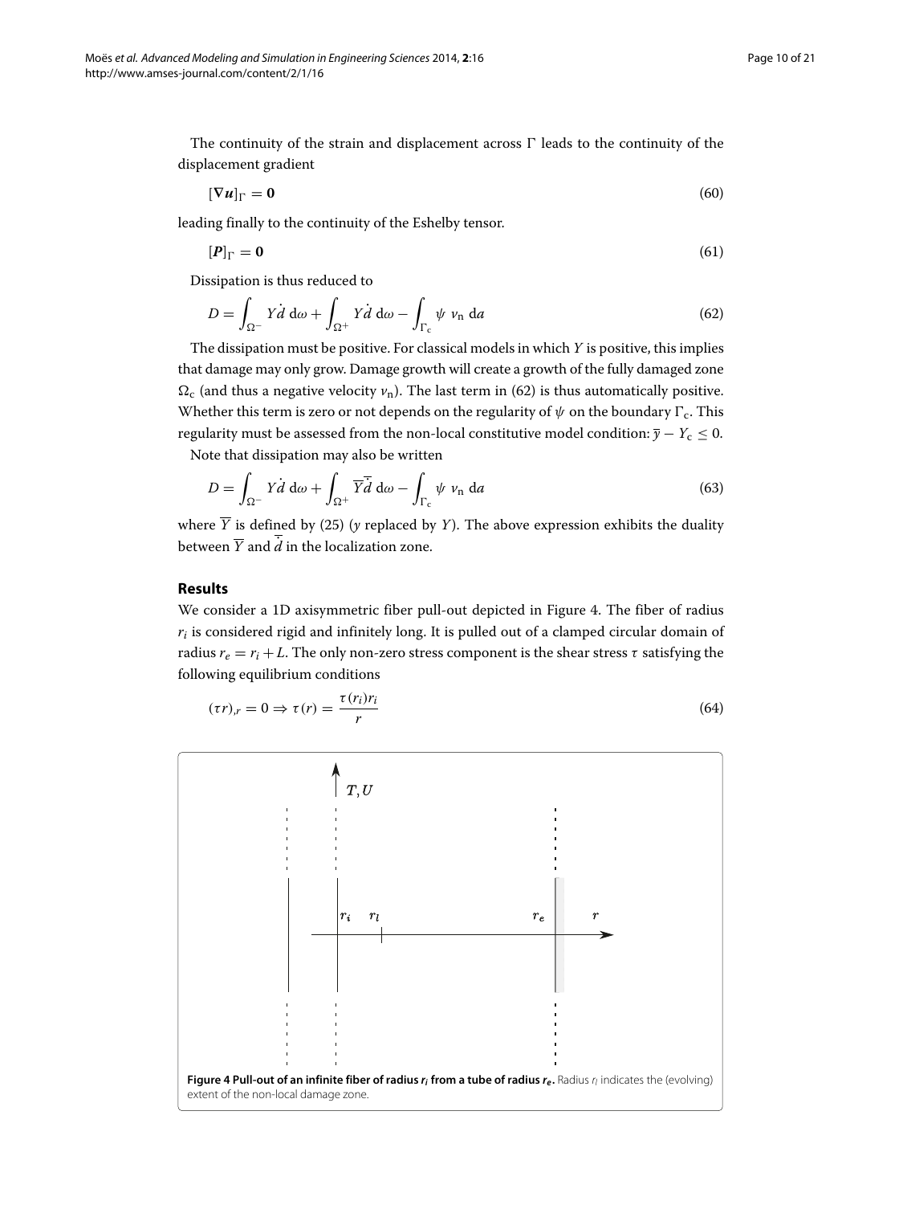The continuity of the strain and displacement across $\Gamma$ leads to the continuity of the displacement gradient

$$[\nabla \boldsymbol{u}]_\Gamma = \boldsymbol{0} \tag{60}$$

leading finally to the continuity of the Eshelby tensor.

$$[\boldsymbol{P}]_\Gamma = \boldsymbol{0} \tag{61}$$

Dissipation is thus reduced to

$$D = \int_{\Omega^-} Y\dot{d}\ \mathrm{d}\omega + \int_{\Omega^+} Y\dot{d}\ \mathrm{d}\omega - \int_{\Gamma_c} \psi\ v_n\ \mathrm{d}a \tag{62}$$

The dissipation must be positive. For classical models in which $Y$ is positive, this implies that damage may only grow. Damage growth will create a growth of the fully damaged zone $\Omega_c$ (and thus a negative velocity $v_n$). The last term in (62) is thus automatically positive. Whether this term is zero or not depends on the regularity of $\psi$ on the boundary $\Gamma_c$. This regularity must be assessed from the non-local constitutive model condition: $\bar{y} - Y_c \leq 0$.

Note that dissipation may also be written

$$D = \int_{\Omega^-} Y\dot{d}\ \mathrm{d}\omega + \int_{\Omega^+} \overline{Y}\dot{\bar{d}}\ \mathrm{d}\omega - \int_{\Gamma_c} \psi\ v_n\ \mathrm{d}a \tag{63}$$

where $\overline{Y}$ is defined by (25) ($y$ replaced by $Y$). The above expression exhibits the duality between $\overline{Y}$ and $\dot{\bar{d}}$ in the localization zone.

## Results

We consider a 1D axisymmetric fiber pull-out depicted in Figure 4. The fiber of radius $r_i$ is considered rigid and infinitely long. It is pulled out of a clamped circular domain of radius $r_e = r_i + L$. The only non-zero stress component is the shear stress $\tau$ satisfying the following equilibrium conditions

$$(\tau r)_{,r} = 0 \Rightarrow \tau(r) = \frac{\tau(r_i) r_i}{r} \tag{64}$$

**Figure 4 Pull-out of an infinite fiber of radius $r_i$ from a tube of radius $r_e$.** Radius $r_l$ indicates the (evolving) extent of the non-local damage zone.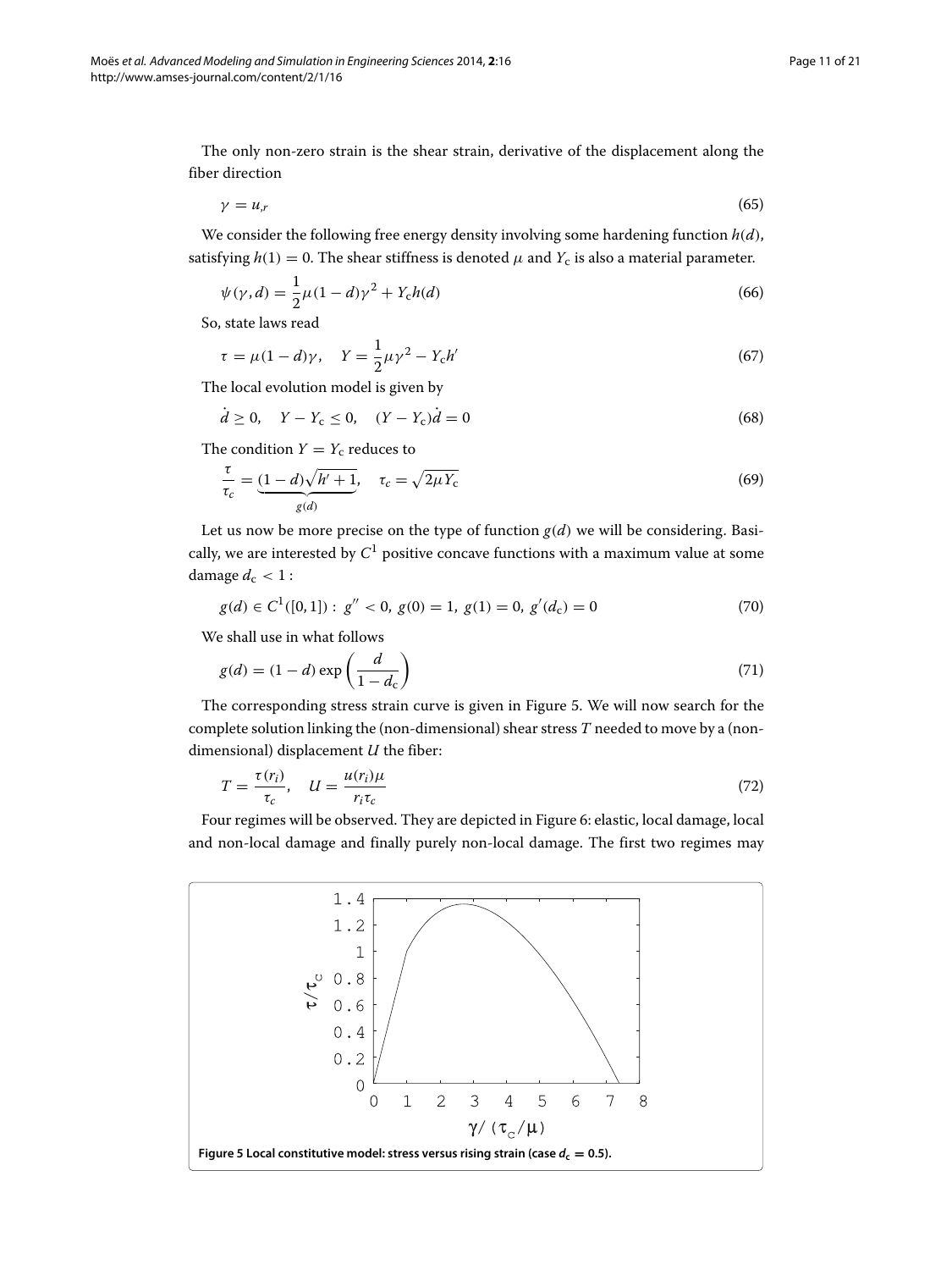The only non-zero strain is the shear strain, derivative of the displacement along the fiber direction

$$\gamma = u_{,r} \tag{65}$$

We consider the following free energy density involving some hardening function $h(d)$, satisfying $h(1) = 0$. The shear stiffness is denoted $\mu$ and $Y_c$ is also a material parameter.

$$\psi(\gamma, d) = \frac{1}{2}\mu(1-d)\gamma^2 + Y_c h(d) \tag{66}$$

So, state laws read

$$\tau = \mu(1-d)\gamma, \quad Y = \frac{1}{2}\mu\gamma^2 - Y_c h' \tag{67}$$

The local evolution model is given by

$$\dot{d} \geq 0, \quad Y - Y_c \leq 0, \quad (Y - Y_c)\dot{d} = 0 \tag{68}$$

The condition $Y = Y_c$ reduces to

$$\frac{\tau}{\tau_c} = \underbrace{(1-d)\sqrt{h'+1}}_{g(d)}, \quad \tau_c = \sqrt{2\mu Y_c} \tag{69}$$

Let us now be more precise on the type of function $g(d)$ we will be considering. Basically, we are interested by $C^1$ positive concave functions with a maximum value at some damage $d_c < 1$ :

$$g(d) \in C^1([0,1]) : \; g'' < 0, \; g(0) = 1, \; g(1) = 0, \; g'(d_c) = 0 \tag{70}$$

We shall use in what follows

$$g(d) = (1-d)\exp\left(\frac{d}{1-d_c}\right) \tag{71}$$

The corresponding stress strain curve is given in Figure 5. We will now search for the complete solution linking the (non-dimensional) shear stress $T$ needed to move by a (non-dimensional) displacement $U$ the fiber:

$$T = \frac{\tau(r_i)}{\tau_c}, \quad U = \frac{u(r_i)\mu}{r_i \tau_c} \tag{72}$$

Four regimes will be observed. They are depicted in Figure 6: elastic, local damage, local and non-local damage and finally purely non-local damage. The first two regimes may

**Figure 5 Local constitutive model: stress versus rising strain (case $d_c = 0.5$).**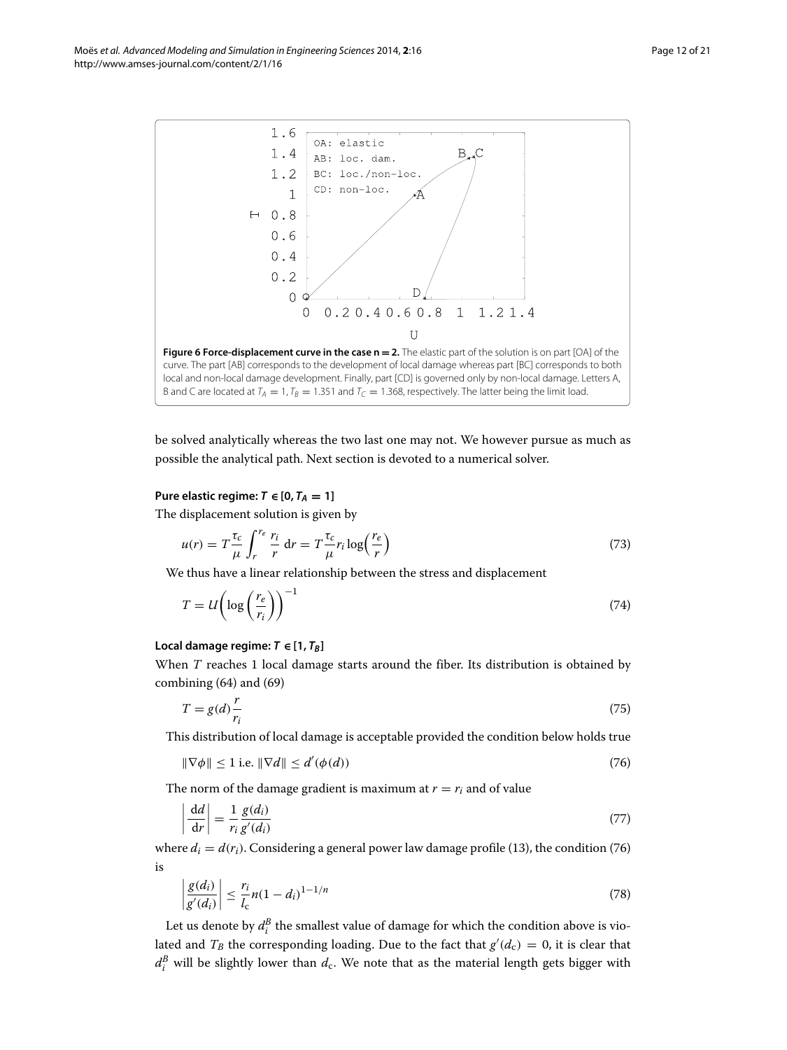**Figure 6 Force-displacement curve in the case n = 2.** The elastic part of the solution is on part [OA] of the curve. The part [AB] corresponds to the development of local damage whereas part [BC] corresponds to both local and non-local damage development. Finally, part [CD] is governed only by non-local damage. Letters A, B and C are located at $T_A = 1$, $T_B = 1.351$ and $T_C = 1.368$, respectively. The latter being the limit load.

be solved analytically whereas the two last one may not. We however pursue as much as possible the analytical path. Next section is devoted to a numerical solver.

#### Pure elastic regime: $T \in [0, T_A = 1]$

The displacement solution is given by

$$u(r) = T\frac{\tau_c}{\mu}\int_r^{r_e}\frac{r_i}{r}\,\mathrm{d}r = T\frac{\tau_c}{\mu}r_i\log\left(\frac{r_e}{r}\right) \tag{73}$$

We thus have a linear relationship between the stress and displacement

$$T = U\left(\log\left(\frac{r_e}{r_i}\right)\right)^{-1} \tag{74}$$

#### Local damage regime: $T \in [1, T_B]$

When $T$ reaches 1 local damage starts around the fiber. Its distribution is obtained by combining (64) and (69)

$$T = g(d)\frac{r}{r_i} \tag{75}$$

This distribution of local damage is acceptable provided the condition below holds true

$$\|\nabla\phi\| \leq 1 \text{ i.e. } \|\nabla d\| \leq d'(\phi(d)) \tag{76}$$

The norm of the damage gradient is maximum at $r = r_i$ and of value

$$\left|\frac{\mathrm{d}d}{\mathrm{d}r}\right| = \frac{1}{r_i}\frac{g(d_i)}{g'(d_i)} \tag{77}$$

where $d_i = d(r_i)$. Considering a general power law damage profile (13), the condition (76) is

$$\left|\frac{g(d_i)}{g'(d_i)}\right| \leq \frac{r_i}{l_c}n(1-d_i)^{1-1/n} \tag{78}$$

Let us denote by $d_i^B$ the smallest value of damage for which the condition above is violated and $T_B$ the corresponding loading. Due to the fact that $g'(d_c) = 0$, it is clear that $d_i^B$ will be slightly lower than $d_c$. We note that as the material length gets bigger with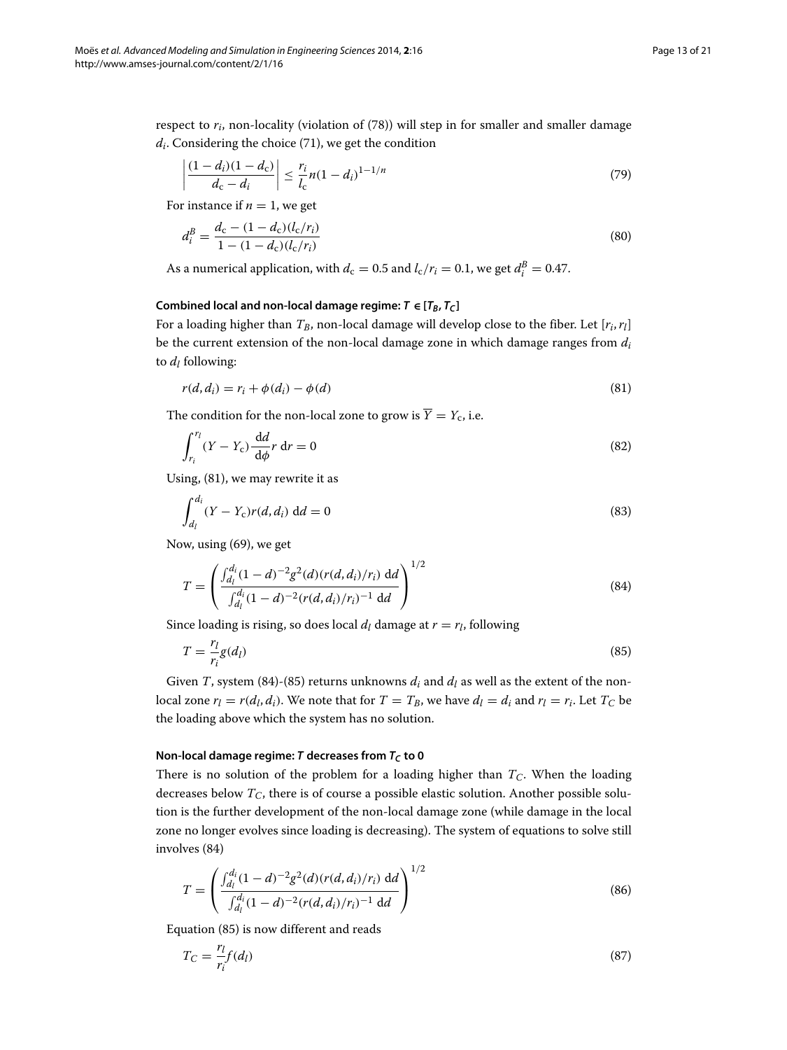respect to $r_i$, non-locality (violation of (78)) will step in for smaller and smaller damage $d_i$. Considering the choice (71), we get the condition

$$\left| \frac{(1-d_i)(1-d_c)}{d_c - d_i} \right| \leq \frac{r_i}{l_c} n (1-d_i)^{1-1/n} \tag{79}$$

For instance if $n = 1$, we get

$$d_i^B = \frac{d_c - (1-d_c)(l_c/r_i)}{1 - (1-d_c)(l_c/r_i)} \tag{80}$$

As a numerical application, with $d_c = 0.5$ and $l_c/r_i = 0.1$, we get $d_i^B = 0.47$.

#### Combined local and non-local damage regime: $T \in [T_B, T_C]$

For a loading higher than $T_B$, non-local damage will develop close to the fiber. Let $[r_i, r_l]$ be the current extension of the non-local damage zone in which damage ranges from $d_i$ to $d_l$ following:

$$r(d, d_i) = r_i + \phi(d_i) - \phi(d) \tag{81}$$

The condition for the non-local zone to grow is $\overline{Y} = Y_c$, i.e.

$$\int_{r_i}^{r_l} (Y - Y_c) \frac{\mathrm{d}d}{\mathrm{d}\phi} r \, \mathrm{d}r = 0 \tag{82}$$

Using, (81), we may rewrite it as

$$\int_{d_l}^{d_i} (Y - Y_c) r(d, d_i) \, \mathrm{d}d = 0 \tag{83}$$

Now, using (69), we get

$$T = \left( \frac{\int_{d_l}^{d_i} (1-d)^{-2} g^2(d) (r(d,d_i)/r_i) \, \mathrm{d}d}{\int_{d_l}^{d_i} (1-d)^{-2} (r(d,d_i)/r_i)^{-1} \, \mathrm{d}d} \right)^{1/2} \tag{84}$$

Since loading is rising, so does local $d_l$ damage at $r = r_l$, following

$$T = \frac{r_l}{r_i} g(d_l) \tag{85}$$

Given $T$, system (84)-(85) returns unknowns $d_i$ and $d_l$ as well as the extent of the non-local zone $r_l = r(d_l, d_i)$. We note that for $T = T_B$, we have $d_l = d_i$ and $r_l = r_i$. Let $T_C$ be the loading above which the system has no solution.

#### Non-local damage regime: $T$ decreases from $T_C$ to 0

There is no solution of the problem for a loading higher than $T_C$. When the loading decreases below $T_C$, there is of course a possible elastic solution. Another possible solution is the further development of the non-local damage zone (while damage in the local zone no longer evolves since loading is decreasing). The system of equations to solve still involves (84)

$$T = \left( \frac{\int_{d_l}^{d_i} (1-d)^{-2} g^2(d) (r(d,d_i)/r_i) \, \mathrm{d}d}{\int_{d_l}^{d_i} (1-d)^{-2} (r(d,d_i)/r_i)^{-1} \, \mathrm{d}d} \right)^{1/2} \tag{86}$$

Equation (85) is now different and reads

$$T_C = \frac{r_l}{r_i} f(d_l) \tag{87}$$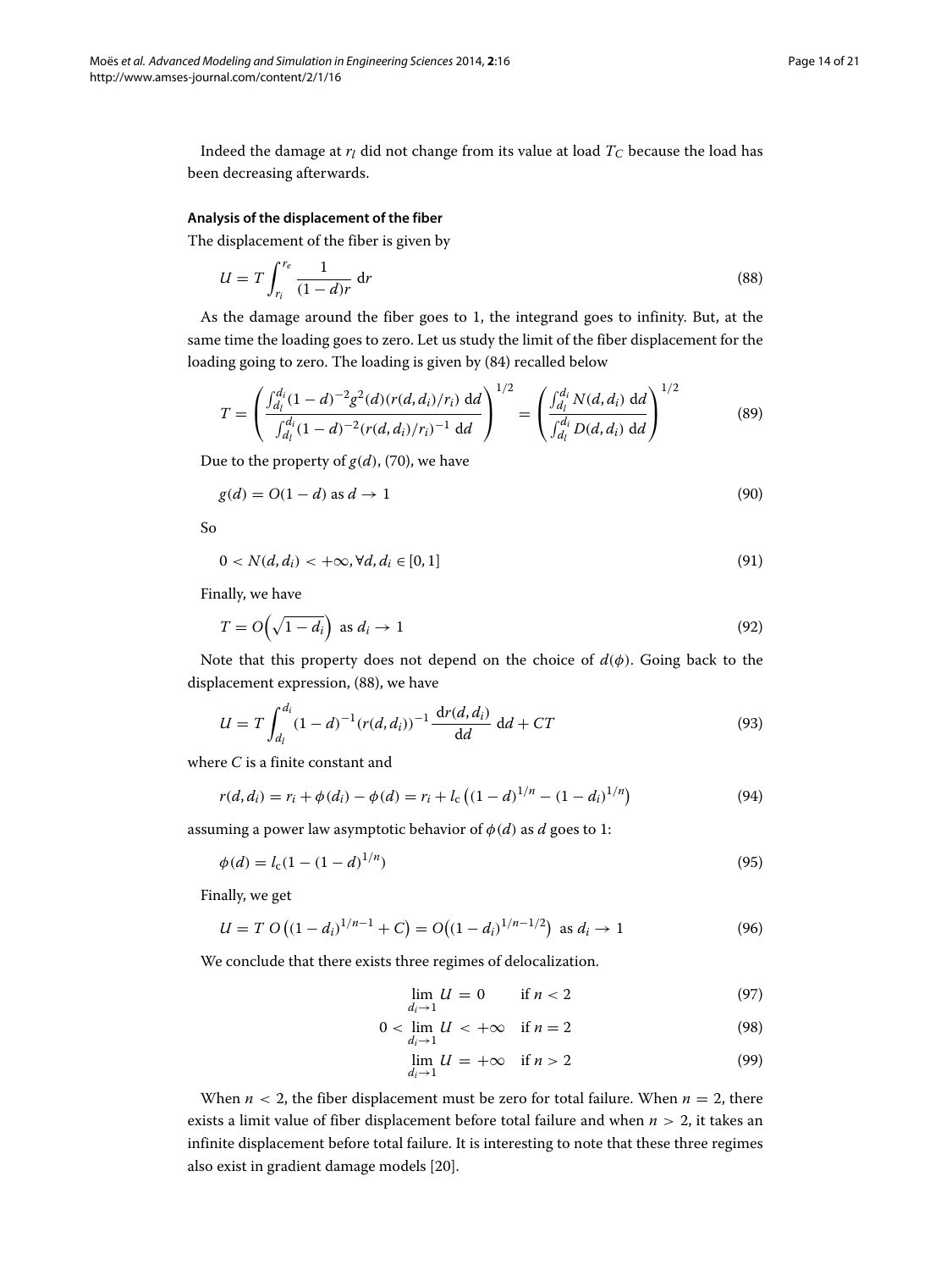Indeed the damage at $r_l$ did not change from its value at load $T_C$ because the load has been decreasing afterwards.

#### Analysis of the displacement of the fiber

The displacement of the fiber is given by

$$U = T \int_{r_i}^{r_e} \frac{1}{(1-d)r} \, \mathrm{d}r \tag{88}$$

As the damage around the fiber goes to 1, the integrand goes to infinity. But, at the same time the loading goes to zero. Let us study the limit of the fiber displacement for the loading going to zero. The loading is given by (84) recalled below

$$T = \left( \frac{\int_{d_l}^{d_i} (1-d)^{-2} g^2(d) (r(d,d_i)/r_i) \, \mathrm{d}d}{\int_{d_l}^{d_i} (1-d)^{-2} (r(d,d_i)/r_i)^{-1} \, \mathrm{d}d} \right)^{1/2} = \left( \frac{\int_{d_l}^{d_i} N(d,d_i) \, \mathrm{d}d}{\int_{d_l}^{d_i} D(d,d_i) \, \mathrm{d}d} \right)^{1/2} \tag{89}$$

Due to the property of $g(d)$, (70), we have

$$g(d) = O(1-d) \text{ as } d \to 1 \tag{90}$$

So

$$0 < N(d,d_i) < +\infty, \forall d, d_i \in [0,1] \tag{91}$$

Finally, we have

$$T = O\left(\sqrt{1-d_i}\right) \text{ as } d_i \to 1 \tag{92}$$

Note that this property does not depend on the choice of $d(\phi)$. Going back to the displacement expression, (88), we have

$$U = T \int_{d_l}^{d_i} (1-d)^{-1} (r(d,d_i))^{-1} \frac{\mathrm{d}r(d,d_i)}{\mathrm{d}d} \, \mathrm{d}d + CT \tag{93}$$

where $C$ is a finite constant and

$$r(d,d_i) = r_i + \phi(d_i) - \phi(d) = r_i + l_c \left( (1-d)^{1/n} - (1-d_i)^{1/n} \right) \tag{94}$$

assuming a power law asymptotic behavior of $\phi(d)$ as $d$ goes to 1:

$$\phi(d) = l_c (1 - (1-d)^{1/n}) \tag{95}$$

Finally, we get

$$U = T \, O\left( (1-d_i)^{1/n-1} + C \right) = O\left( (1-d_i)^{1/n-1/2} \right) \text{ as } d_i \to 1 \tag{96}$$

We conclude that there exists three regimes of delocalization.

$$\lim_{d_i \to 1} U = 0 \quad \text{if } n < 2 \tag{97}$$

$$0 < \lim_{d_i \to 1} U < +\infty \quad \text{if } n = 2 \tag{98}$$

$$\lim_{d_i \to 1} U = +\infty \quad \text{if } n > 2 \tag{99}$$

When $n < 2$, the fiber displacement must be zero for total failure. When $n = 2$, there exists a limit value of fiber displacement before total failure and when $n > 2$, it takes an infinite displacement before total failure. It is interesting to note that these three regimes also exist in gradient damage models [20].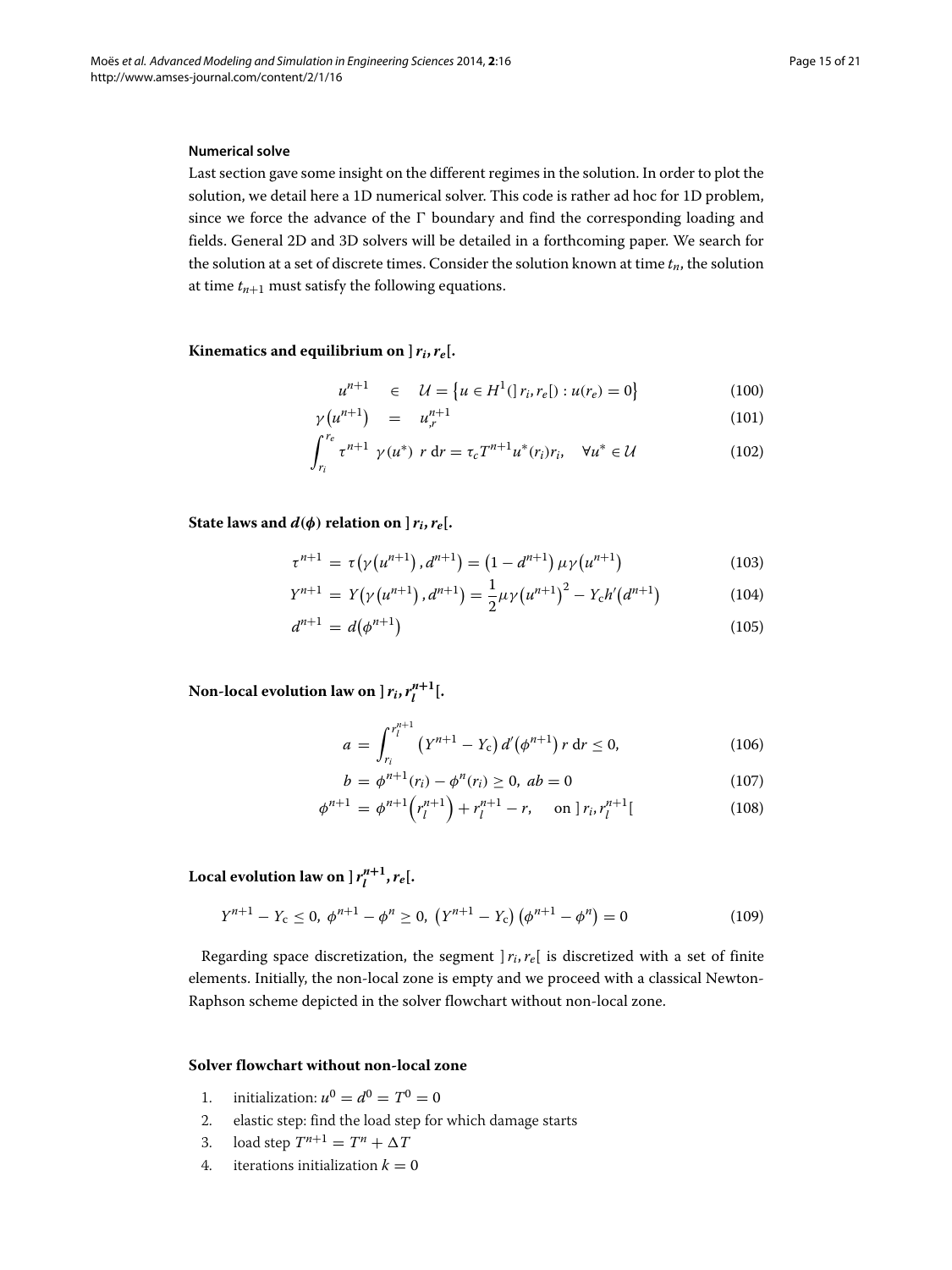#### Numerical solve

Last section gave some insight on the different regimes in the solution. In order to plot the solution, we detail here a 1D numerical solver. This code is rather ad hoc for 1D problem, since we force the advance of the $\Gamma$ boundary and find the corresponding loading and fields. General 2D and 3D solvers will be detailed in a forthcoming paper. We search for the solution at a set of discrete times. Consider the solution known at time $t_n$, the solution at time $t_{n+1}$ must satisfy the following equations.

**Kinematics and equilibrium on $]r_i, r_e[$.**

$$u^{n+1} \in \mathcal{U} = \left\{u \in H^1(]r_i, r_e[) : u(r_e) = 0\right\} \tag{100}$$

$$\gamma\left(u^{n+1}\right) = u^{n+1}_{,r} \tag{101}$$

$$\int_{r_i}^{r_e} \tau^{n+1} \ \gamma(u^*) \ r \ \mathrm{d}r = \tau_c T^{n+1} u^*(r_i) r_i, \quad \forall u^* \in \mathcal{U} \tag{102}$$

**State laws and $d(\phi)$ relation on $]r_i, r_e[$.**

$$\tau^{n+1} = \tau\left(\gamma\left(u^{n+1}\right), d^{n+1}\right) = \left(1 - d^{n+1}\right)\mu\gamma\left(u^{n+1}\right) \tag{103}$$

$$Y^{n+1} = Y\left(\gamma\left(u^{n+1}\right), d^{n+1}\right) = \frac{1}{2}\mu\gamma\left(u^{n+1}\right)^2 - Y_c h'\left(d^{n+1}\right) \tag{104}$$

$$d^{n+1} = d\left(\phi^{n+1}\right) \tag{105}$$

**Non-local evolution law on $]r_i, r_l^{n+1}[$.**

$$a = \int_{r_i}^{r_l^{n+1}} \left(Y^{n+1} - Y_c\right) d'\left(\phi^{n+1}\right) r \ \mathrm{d}r \leq 0, \tag{106}$$

$$b = \phi^{n+1}(r_i) - \phi^n(r_i) \geq 0, \ ab = 0 \tag{107}$$

$$\phi^{n+1} = \phi^{n+1}\left(r_l^{n+1}\right) + r_l^{n+1} - r, \quad \text{on } ]r_i, r_l^{n+1}[ \tag{108}$$

**Local evolution law on $]r_l^{n+1}, r_e[$.**

$$Y^{n+1} - Y_c \leq 0, \ \phi^{n+1} - \phi^n \geq 0, \ \left(Y^{n+1} - Y_c\right)\left(\phi^{n+1} - \phi^n\right) = 0 \tag{109}$$

Regarding space discretization, the segment $]r_i, r_e[$ is discretized with a set of finite elements. Initially, the non-local zone is empty and we proceed with a classical Newton-Raphson scheme depicted in the solver flowchart without non-local zone.

**Solver flowchart without non-local zone**

1. initialization: $u^0 = d^0 = T^0 = 0$
2. elastic step: find the load step for which damage starts
3. load step $T^{n+1} = T^n + \Delta T$
4. iterations initialization $k = 0$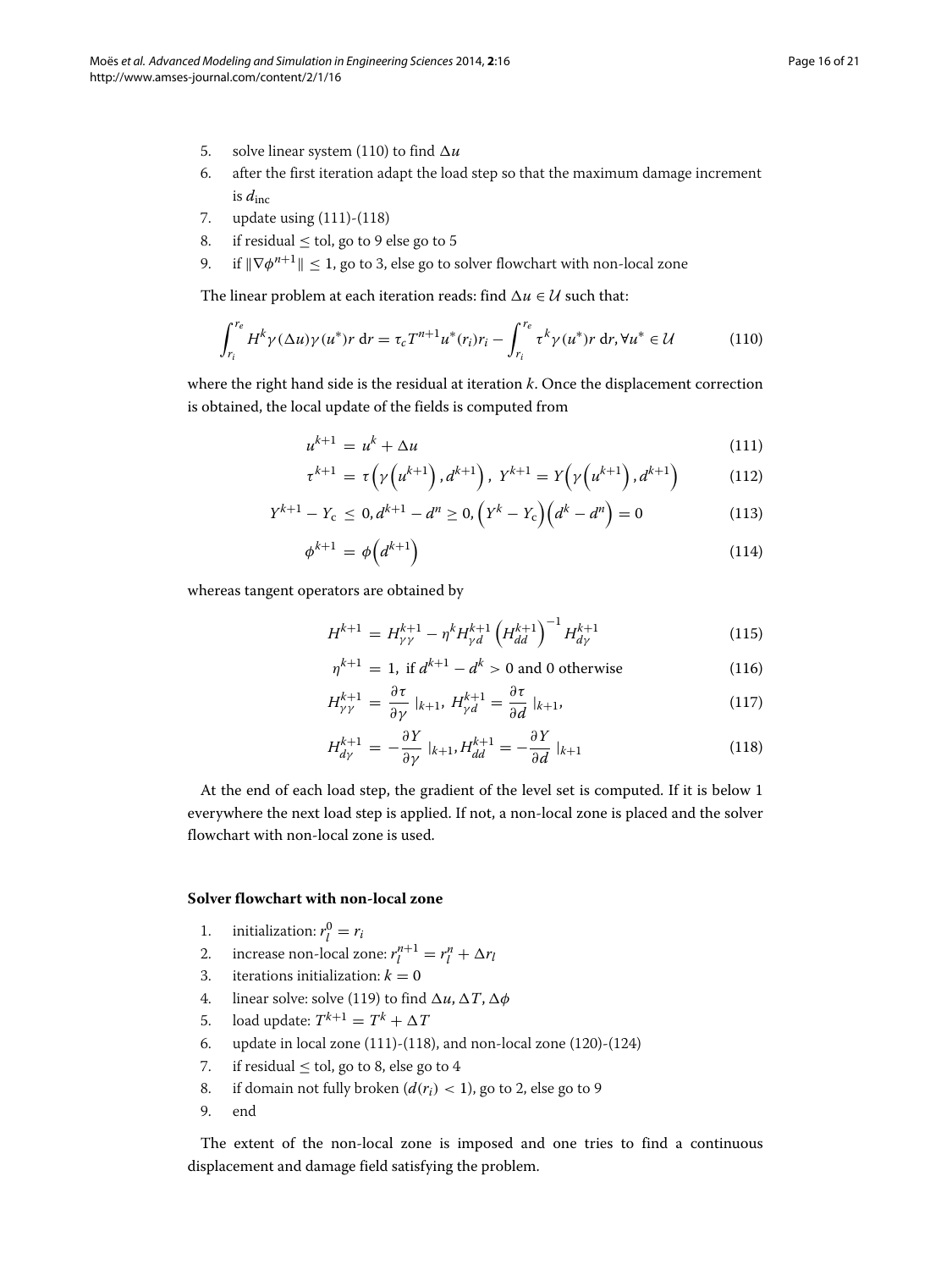5. solve linear system (110) to find $\Delta u$
6. after the first iteration adapt the load step so that the maximum damage increment is $d_{\text{inc}}$
7. update using (111)-(118)
8. if residual $\leq$ tol, go to 9 else go to 5
9. if $\|\nabla\phi^{n+1}\| \leq 1$, go to 3, else go to solver flowchart with non-local zone

The linear problem at each iteration reads: find $\Delta u \in \mathcal{U}$ such that:

$$\int_{r_i}^{r_e} H^k \gamma(\Delta u)\gamma(u^*) r \,\mathrm{d}r = \tau_c T^{n+1} u^*(r_i) r_i - \int_{r_i}^{r_e} \tau^k \gamma(u^*) r \,\mathrm{d}r, \forall u^* \in \mathcal{U} \tag{110}$$

where the right hand side is the residual at iteration $k$. Once the displacement correction is obtained, the local update of the fields is computed from

$$u^{k+1} = u^k + \Delta u \tag{111}$$

$$\tau^{k+1} = \tau\left(\gamma\left(u^{k+1}\right), d^{k+1}\right),\ Y^{k+1} = Y\left(\gamma\left(u^{k+1}\right), d^{k+1}\right) \tag{112}$$

$$Y^{k+1} - Y_{\mathrm{c}} \leq 0, d^{k+1} - d^n \geq 0, \left(Y^k - Y_{\mathrm{c}}\right)\left(d^k - d^n\right) = 0 \tag{113}$$

$$\phi^{k+1} = \phi\left(d^{k+1}\right) \tag{114}$$

whereas tangent operators are obtained by

$$H^{k+1} = H^{k+1}_{\gamma\gamma} - \eta^k H^{k+1}_{\gamma d}\left(H^{k+1}_{dd}\right)^{-1} H^{k+1}_{d\gamma} \tag{115}$$

$$\eta^{k+1} = 1,\ \text{if } d^{k+1} - d^k > 0 \text{ and 0 otherwise} \tag{116}$$

$$H^{k+1}_{\gamma\gamma} = \frac{\partial\tau}{\partial\gamma}\ |_{k+1},\ H^{k+1}_{\gamma d} = \frac{\partial\tau}{\partial d}\ |_{k+1}, \tag{117}$$

$$H^{k+1}_{d\gamma} = -\frac{\partial Y}{\partial\gamma}\ |_{k+1}, H^{k+1}_{dd} = -\frac{\partial Y}{\partial d}\ |_{k+1} \tag{118}$$

At the end of each load step, the gradient of the level set is computed. If it is below 1 everywhere the next load step is applied. If not, a non-local zone is placed and the solver flowchart with non-local zone is used.

### Solver flowchart with non-local zone

1. initialization: $r_l^0 = r_i$
2. increase non-local zone: $r_l^{n+1} = r_l^n + \Delta r_l$
3. iterations initialization: $k = 0$
4. linear solve: solve (119) to find $\Delta u$, $\Delta T$, $\Delta\phi$
5. load update: $T^{k+1} = T^k + \Delta T$
6. update in local zone (111)-(118), and non-local zone (120)-(124)
7. if residual $\leq$ tol, go to 8, else go to 4
8. if domain not fully broken ($d(r_i) < 1$), go to 2, else go to 9
9. end

The extent of the non-local zone is imposed and one tries to find a continuous displacement and damage field satisfying the problem.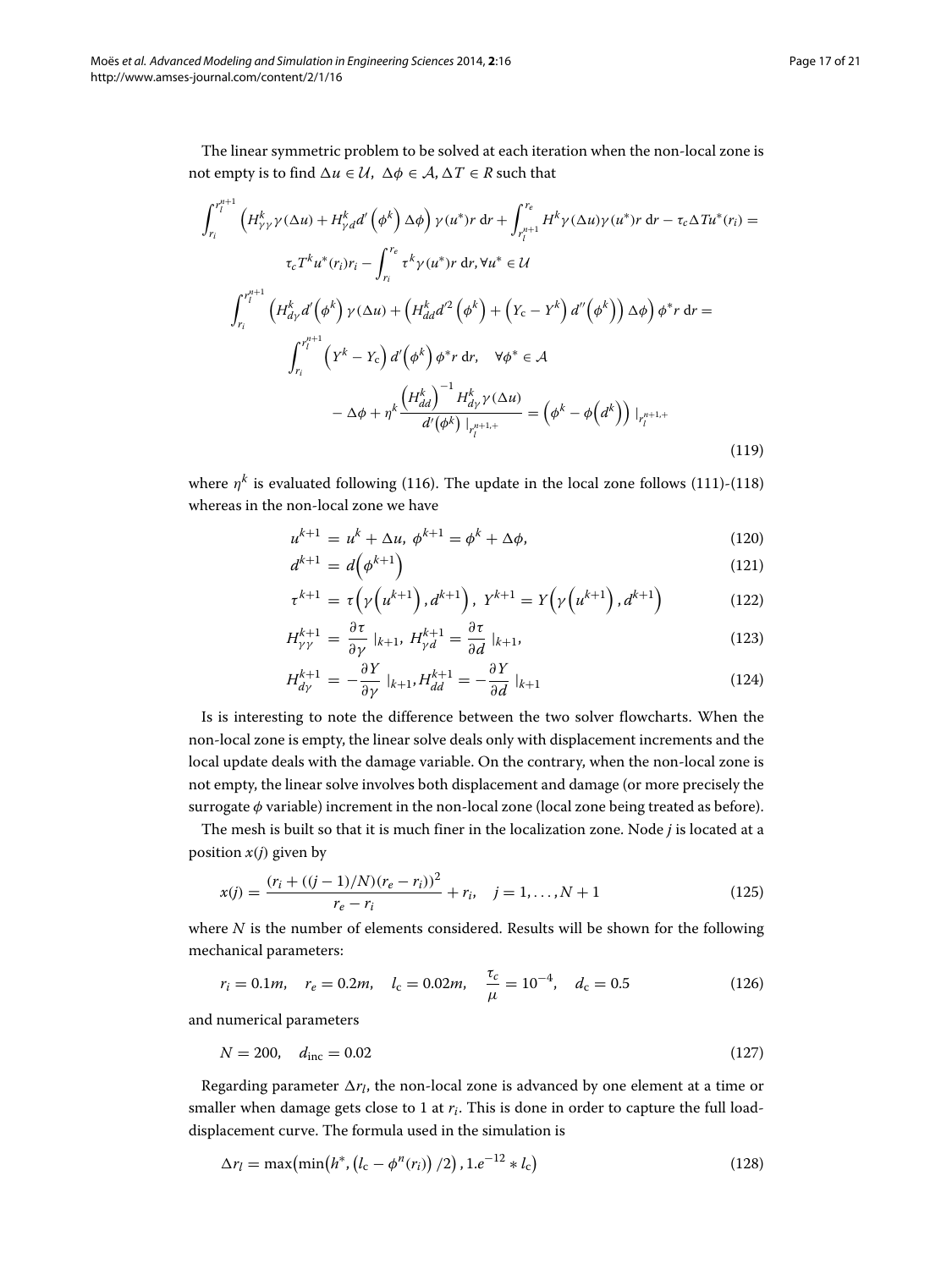The linear symmetric problem to be solved at each iteration when the non-local zone is not empty is to find $\Delta u \in \mathcal{U}$, $\Delta\phi \in \mathcal{A}$, $\Delta T \in R$ such that

$$
\begin{aligned}
&\int_{r_i}^{r_l^{n+1}} \left( H^k_{\gamma\gamma}\gamma(\Delta u) + H^k_{\gamma d} d'\left(\phi^k\right)\Delta\phi \right)\gamma(u^*) r \, \mathrm{d}r + \int_{r_l^{n+1}}^{r_e} H^k \gamma(\Delta u)\gamma(u^*) r \, \mathrm{d}r - \tau_c \Delta T u^*(r_i) = \\
&\qquad \tau_c T^k u^*(r_i) r_i - \int_{r_i}^{r_e} \tau^k \gamma(u^*) r \, \mathrm{d}r, \forall u^* \in \mathcal{U} \\
&\int_{r_i}^{r_l^{n+1}} \left( H^k_{d\gamma} d'\left(\phi^k\right)\gamma(\Delta u) + \left( H^k_{dd} d'^2\left(\phi^k\right) + \left(Y_\mathrm{c} - Y^k\right) d''\left(\phi^k\right) \right)\Delta\phi \right)\phi^* r \, \mathrm{d}r = \\
&\qquad \int_{r_i}^{r_l^{n+1}} \left(Y^k - Y_\mathrm{c}\right) d'\left(\phi^k\right)\phi^* r \, \mathrm{d}r, \quad \forall \phi^* \in \mathcal{A} \\
&\qquad - \Delta\phi + \eta^k \frac{\left(H^k_{dd}\right)^{-1} H^k_{d\gamma}\gamma(\Delta u)}{d'\left(\phi^k\right) |_{r_l^{n+1,+}}} = \left(\phi^k - \phi\left(d^k\right)\right) |_{r_l^{n+1,+}}
\end{aligned}
\tag{119}
$$

where $\eta^k$ is evaluated following (116). The update in the local zone follows (111)-(118) whereas in the non-local zone we have

$$u^{k+1} = u^k + \Delta u, \ \phi^{k+1} = \phi^k + \Delta\phi, \tag{120}$$

$$d^{k+1} = d\left(\phi^{k+1}\right) \tag{121}$$

$$\tau^{k+1} = \tau\left(\gamma\left(u^{k+1}\right), d^{k+1}\right), \ Y^{k+1} = Y\left(\gamma\left(u^{k+1}\right), d^{k+1}\right) \tag{122}$$

$$H^{k+1}_{\gamma\gamma} = \frac{\partial\tau}{\partial\gamma} |_{k+1}, \ H^{k+1}_{\gamma d} = \frac{\partial\tau}{\partial d} |_{k+1}, \tag{123}$$

$$H^{k+1}_{d\gamma} = -\frac{\partial Y}{\partial\gamma} |_{k+1}, H^{k+1}_{dd} = -\frac{\partial Y}{\partial d} |_{k+1} \tag{124}$$

Is is interesting to note the difference between the two solver flowcharts. When the non-local zone is empty, the linear solve deals only with displacement increments and the local update deals with the damage variable. On the contrary, when the non-local zone is not empty, the linear solve involves both displacement and damage (or more precisely the surrogate $\phi$ variable) increment in the non-local zone (local zone being treated as before).

The mesh is built so that it is much finer in the localization zone. Node $j$ is located at a position $x(j)$ given by

$$x(j) = \frac{(r_i + ((j-1)/N)(r_e - r_i))^2}{r_e - r_i} + r_i, \quad j = 1, \ldots, N+1 \tag{125}$$

where $N$ is the number of elements considered. Results will be shown for the following mechanical parameters:

$$r_i = 0.1m, \quad r_e = 0.2m, \quad l_\mathrm{c} = 0.02m, \quad \frac{\tau_c}{\mu} = 10^{-4}, \quad d_\mathrm{c} = 0.5 \tag{126}$$

and numerical parameters

$$N = 200, \quad d_\mathrm{inc} = 0.02 \tag{127}$$

Regarding parameter $\Delta r_l$, the non-local zone is advanced by one element at a time or smaller when damage gets close to 1 at $r_i$. This is done in order to capture the full load-displacement curve. The formula used in the simulation is

$$\Delta r_l = \max\left(\min\left(h^*, \left(l_\mathrm{c} - \phi^n(r_i)\right)/2\right), 1.e^{-12} * l_\mathrm{c}\right) \tag{128}$$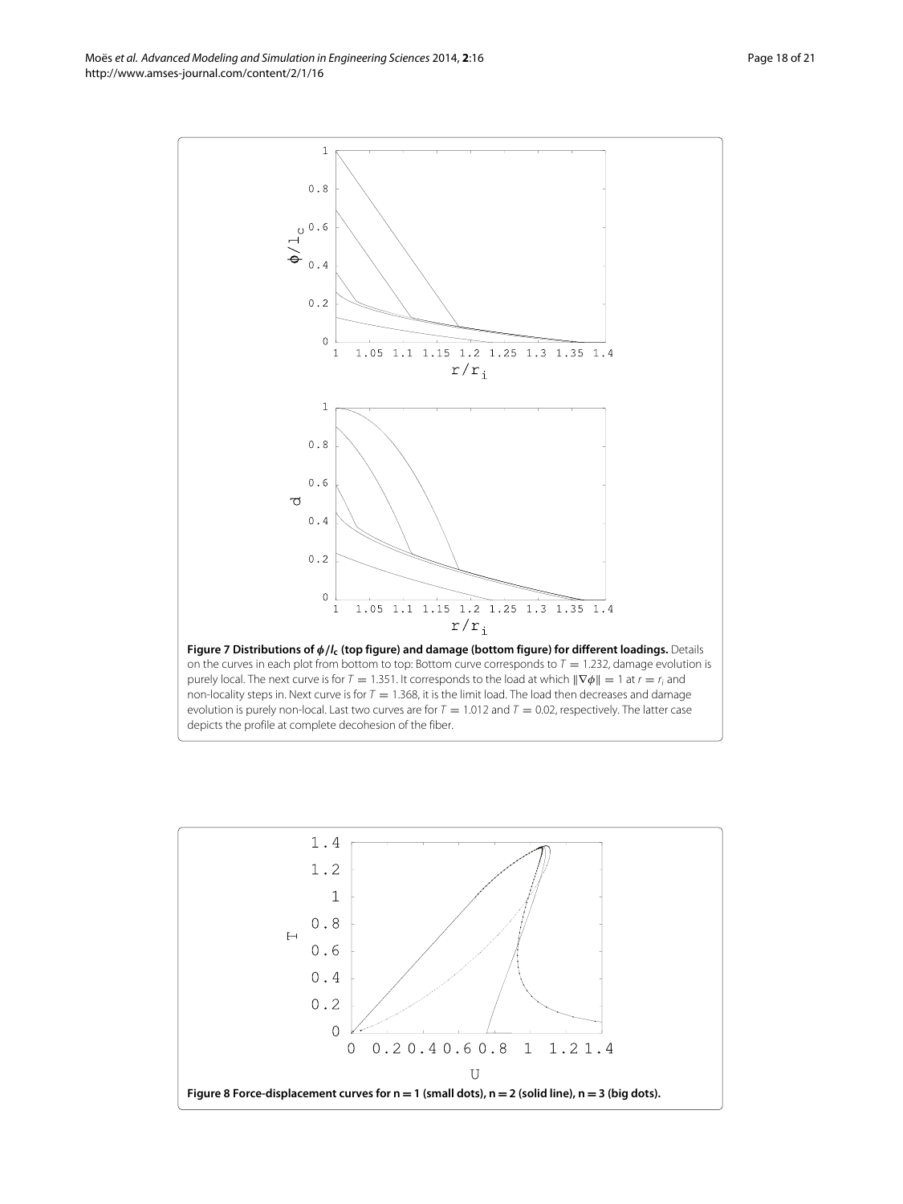**Figure 7 Distributions of $\phi/l_c$ (top figure) and damage (bottom figure) for different loadings.** Details on the curves in each plot from bottom to top: Bottom curve corresponds to $T = 1.232$, damage evolution is purely local. The next curve is for $T = 1.351$. It corresponds to the load at which $\|\nabla\phi\| = 1$ at $r = r_i$ and non-locality steps in. Next curve is for $T = 1.368$, it is the limit load. The load then decreases and damage evolution is purely non-local. Last two curves are for $T = 1.012$ and $T = 0.02$, respectively. The latter case depicts the profile at complete decohesion of the fiber.

**Figure 8 Force-displacement curves for n = 1 (small dots), n = 2 (solid line), n = 3 (big dots).**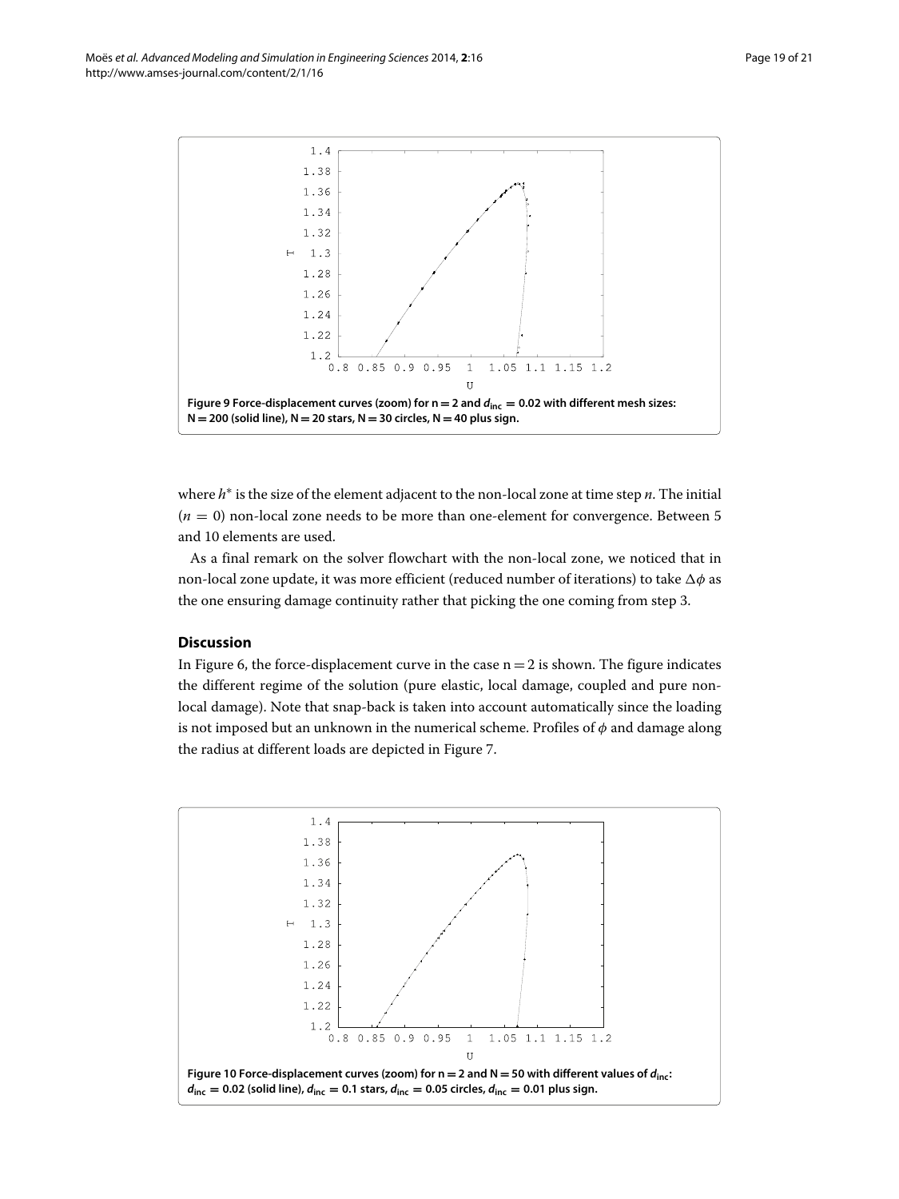Figure 9 Force-displacement curves (zoom) for n = 2 and $d_{inc} = 0.02$ with different mesh sizes: N = 200 (solid line), N = 20 stars, N = 30 circles, N = 40 plus sign.

where $h^*$ is the size of the element adjacent to the non-local zone at time step $n$. The initial ($n = 0$) non-local zone needs to be more than one-element for convergence. Between 5 and 10 elements are used.

As a final remark on the solver flowchart with the non-local zone, we noticed that in non-local zone update, it was more efficient (reduced number of iterations) to take $\Delta\phi$ as the one ensuring damage continuity rather that picking the one coming from step 3.

## Discussion

In Figure 6, the force-displacement curve in the case n = 2 is shown. The figure indicates the different regime of the solution (pure elastic, local damage, coupled and pure non-local damage). Note that snap-back is taken into account automatically since the loading is not imposed but an unknown in the numerical scheme. Profiles of $\phi$ and damage along the radius at different loads are depicted in Figure 7.

Figure 10 Force-displacement curves (zoom) for n = 2 and N = 50 with different values of $d_{inc}$: $d_{inc} = 0.02$ (solid line), $d_{inc} = 0.1$ stars, $d_{inc} = 0.05$ circles, $d_{inc} = 0.01$ plus sign.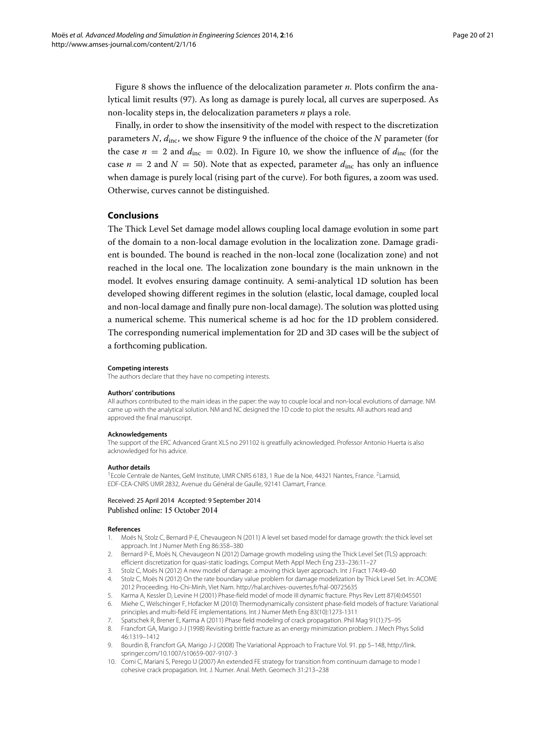Figure 8 shows the influence of the delocalization parameter $n$. Plots confirm the analytical limit results (97). As long as damage is purely local, all curves are superposed. As non-locality steps in, the delocalization parameters $n$ plays a role.

Finally, in order to show the insensitivity of the model with respect to the discretization parameters $N$, $d_{\text{inc}}$, we show Figure 9 the influence of the choice of the $N$ parameter (for the case $n = 2$ and $d_{\text{inc}} = 0.02$). In Figure 10, we show the influence of $d_{\text{inc}}$ (for the case $n = 2$ and $N = 50$). Note that as expected, parameter $d_{\text{inc}}$ has only an influence when damage is purely local (rising part of the curve). For both figures, a zoom was used. Otherwise, curves cannot be distinguished.

## Conclusions

The Thick Level Set damage model allows coupling local damage evolution in some part of the domain to a non-local damage evolution in the localization zone. Damage gradient is bounded. The bound is reached in the non-local zone (localization zone) and not reached in the local one. The localization zone boundary is the main unknown in the model. It evolves ensuring damage continuity. A semi-analytical 1D solution has been developed showing different regimes in the solution (elastic, local damage, coupled local and non-local damage and finally pure non-local damage). The solution was plotted using a numerical scheme. This numerical scheme is ad hoc for the 1D problem considered. The corresponding numerical implementation for 2D and 3D cases will be the subject of a forthcoming publication.

#### Competing interests

The authors declare that they have no competing interests.

#### Authors' contributions

All authors contributed to the main ideas in the paper: the way to couple local and non-local evolutions of damage. NM came up with the analytical solution. NM and NC designed the 1D code to plot the results. All authors read and approved the final manuscript.

#### Acknowledgements

The support of the ERC Advanced Grant XLS no 291102 is greatfully acknowledged. Professor Antonio Huerta is also acknowledged for his advice.

#### Author details

[1]Ecole Centrale de Nantes, GeM Institute, UMR CNRS 6183, 1 Rue de la Noe, 44321 Nantes, France. [2]Lamsid, EDF-CEA-CNRS UMR 2832, Avenue du Général de Gaulle, 92141 Clamart, France.

Received: 25 April 2014 Accepted: 9 September 2014
Published online: 15 October 2014

#### References

1. Moës N, Stolz C, Bernard P-E, Chevaugeon N (2011) A level set based model for damage growth: the thick level set approach. Int J Numer Meth Eng 86:358–380
2. Bernard P-E, Moës N, Chevaugeon N (2012) Damage growth modeling using the Thick Level Set (TLS) approach: efficient discretization for quasi-static loadings. Comput Meth Appl Mech Eng 233–236:11–27
3. Stolz C, Moës N (2012) A new model of damage: a moving thick layer approach. Int J Fract 174:49–60
4. Stolz C, Moës N (2012) On the rate boundary value problem for damage modelization by Thick Level Set. In: ACOME 2012 Proceeding. Ho-Chi-Minh, Viet Nam. http://hal.archives-ouvertes.fr/hal-00725635
5. Karma A, Kessler D, Levine H (2001) Phase-field model of mode III dynamic fracture. Phys Rev Lett 87(4):045501
6. Miehe C, Welschinger F, Hofacker M (2010) Thermodynamically consistent phase-field models of fracture: Variational principles and multi-field FE implementations. Int J Numer Meth Eng 83(10):1273-1311
7. Spatschek R, Brener E, Karma A (2011) Phase field modeling of crack propagation. Phil Mag 91(1):75–95
8. Francfort GA, Marigo J-J (1998) Revisiting brittle fracture as an energy minimization problem. J Mech Phys Solid 46:1319–1412
9. Bourdin B, Francfort GA, Marigo J-J (2008) The Variational Approach to Fracture Vol. 91. pp 5–148, http://link.springer.com/10.1007/s10659-007-9107-3
10. Comi C, Mariani S, Perego U (2007) An extended FE strategy for transition from continuum damage to mode I cohesive crack propagation. Int. J. Numer. Anal. Meth. Geomech 31:213–238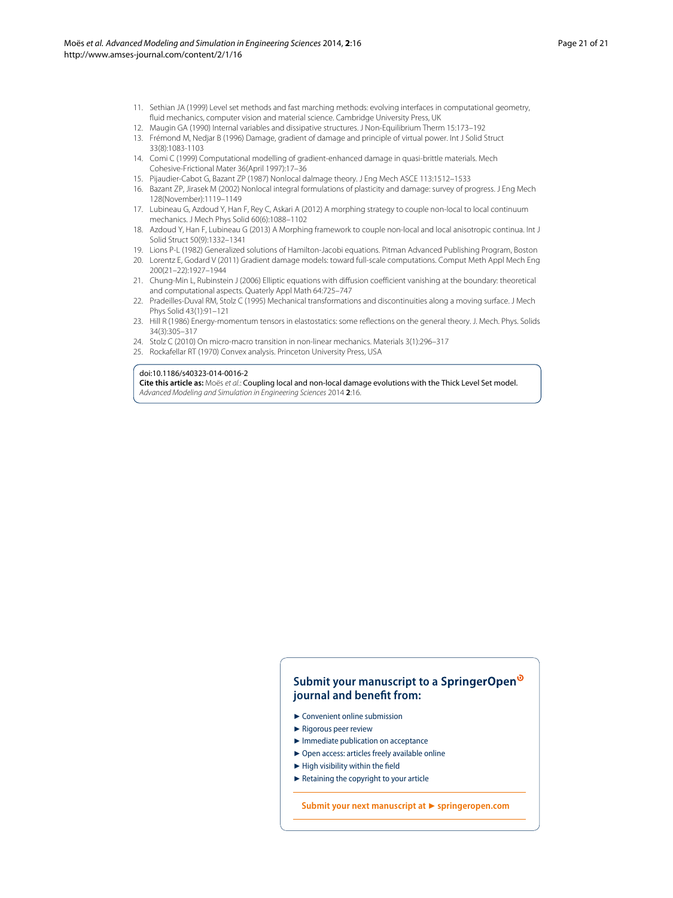11. Sethian JA (1999) Level set methods and fast marching methods: evolving interfaces in computational geometry, fluid mechanics, computer vision and material science. Cambridge University Press, UK
12. Maugin GA (1990) Internal variables and dissipative structures. J Non-Equilibrium Therm 15:173–192
13. Frémond M, Nedjar B (1996) Damage, gradient of damage and principle of virtual power. Int J Solid Struct 33(8):1083-1103
14. Comi C (1999) Computational modelling of gradient-enhanced damage in quasi-brittle materials. Mech Cohesive-Frictional Mater 36(April 1997):17–36
15. Pijaudier-Cabot G, Bazant ZP (1987) Nonlocal dalmage theory. J Eng Mech ASCE 113:1512–1533
16. Bazant ZP, Jirasek M (2002) Nonlocal integral formulations of plasticity and damage: survey of progress. J Eng Mech 128(November):1119–1149
17. Lubineau G, Azdoud Y, Han F, Rey C, Askari A (2012) A morphing strategy to couple non-local to local continuum mechanics. J Mech Phys Solid 60(6):1088–1102
18. Azdoud Y, Han F, Lubineau G (2013) A Morphing framework to couple non-local and local anisotropic continua. Int J Solid Struct 50(9):1332–1341
19. Lions P-L (1982) Generalized solutions of Hamilton-Jacobi equations. Pitman Advanced Publishing Program, Boston
20. Lorentz E, Godard V (2011) Gradient damage models: toward full-scale computations. Comput Meth Appl Mech Eng 200(21–22):1927–1944
21. Chung-Min L, Rubinstein J (2006) Elliptic equations with diffusion coefficient vanishing at the boundary: theoretical and computational aspects. Quaterly Appl Math 64:725–747
22. Pradeilles-Duval RM, Stolz C (1995) Mechanical transformations and discontinuities along a moving surface. J Mech Phys Solid 43(1):91–121
23. Hill R (1986) Energy-momentum tensors in elastostatics: some reflections on the general theory. J. Mech. Phys. Solids 34(3):305–317
24. Stolz C (2010) On micro-macro transition in non-linear mechanics. Materials 3(1):296–317
25. Rockafellar RT (1970) Convex analysis. Princeton University Press, USA

doi:10.1186/s40323-014-0016-2
**Cite this article as:** Moës *et al.*: Coupling local and non-local damage evolutions with the Thick Level Set model. *Advanced Modeling and Simulation in Engineering Sciences* 2014 **2**:16.

**Submit your manuscript to a SpringerOpen journal and benefit from:**

- ► Convenient online submission
- ► Rigorous peer review
- ► Immediate publication on acceptance
- ► Open access: articles freely available online
- ► High visibility within the field
- ► Retaining the copyright to your article

**Submit your next manuscript at ► springeropen.com**